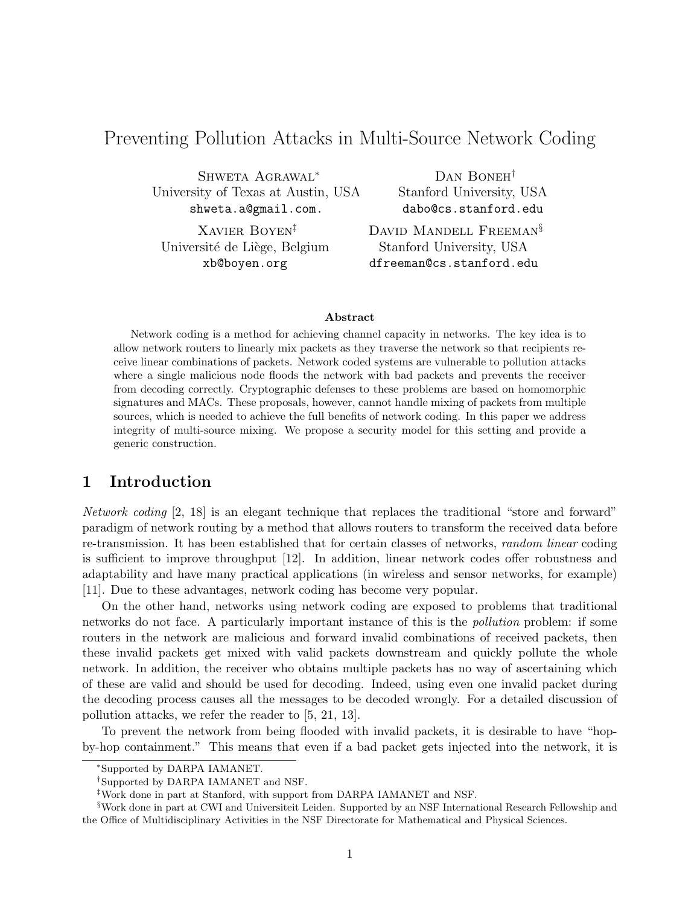# Preventing Pollution Attacks in Multi-Source Network Coding

Shweta Agrawal[*]
University of Texas at Austin, USA
shweta.a@gmail.com.

Dan Boneh[†]
Stanford University, USA
dabo@cs.stanford.edu

Xavier Boyen[‡]
Université de Liège, Belgium
xb@boyen.org

David Mandell Freeman[§]
Stanford University, USA
dfreeman@cs.stanford.edu

### Abstract

Network coding is a method for achieving channel capacity in networks. The key idea is to allow network routers to linearly mix packets as they traverse the network so that recipients receive linear combinations of packets. Network coded systems are vulnerable to pollution attacks where a single malicious node floods the network with bad packets and prevents the receiver from decoding correctly. Cryptographic defenses to these problems are based on homomorphic signatures and MACs. These proposals, however, cannot handle mixing of packets from multiple sources, which is needed to achieve the full benefits of network coding. In this paper we address integrity of multi-source mixing. We propose a security model for this setting and provide a generic construction.

## 1 Introduction

*Network coding* [2, 18] is an elegant technique that replaces the traditional "store and forward" paradigm of network routing by a method that allows routers to transform the received data before re-transmission. It has been established that for certain classes of networks, *random linear* coding is sufficient to improve throughput [12]. In addition, linear network codes offer robustness and adaptability and have many practical applications (in wireless and sensor networks, for example) [11]. Due to these advantages, network coding has become very popular.

On the other hand, networks using network coding are exposed to problems that traditional networks do not face. A particularly important instance of this is the *pollution* problem: if some routers in the network are malicious and forward invalid combinations of received packets, then these invalid packets get mixed with valid packets downstream and quickly pollute the whole network. In addition, the receiver who obtains multiple packets has no way of ascertaining which of these are valid and should be used for decoding. Indeed, using even one invalid packet during the decoding process causes all the messages to be decoded wrongly. For a detailed discussion of pollution attacks, we refer the reader to [5, 21, 13].

To prevent the network from being flooded with invalid packets, it is desirable to have "hop-by-hop containment." This means that even if a bad packet gets injected into the network, it is

[*]Supported by DARPA IAMANET.

[†]Supported by DARPA IAMANET and NSF.

[‡]Work done in part at Stanford, with support from DARPA IAMANET and NSF.

[§]Work done in part at CWI and Universiteit Leiden. Supported by an NSF International Research Fellowship and the Office of Multidisciplinary Activities in the NSF Directorate for Mathematical and Physical Sciences.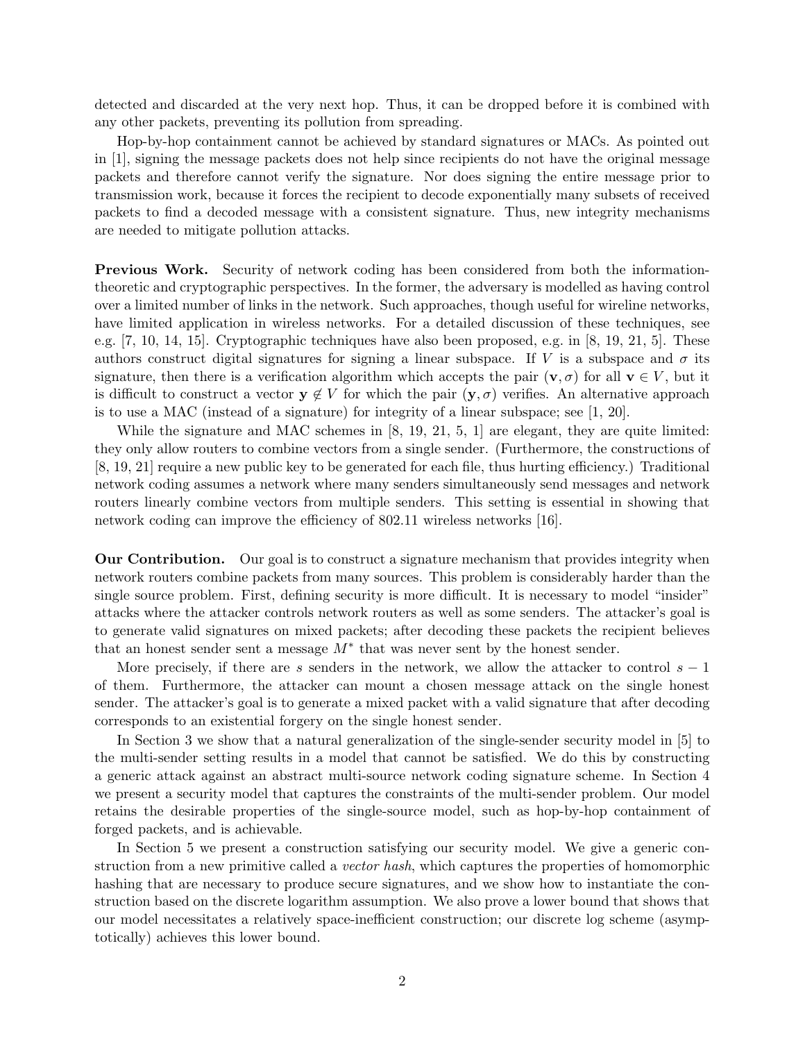detected and discarded at the very next hop. Thus, it can be dropped before it is combined with any other packets, preventing its pollution from spreading.

Hop-by-hop containment cannot be achieved by standard signatures or MACs. As pointed out in [1], signing the message packets does not help since recipients do not have the original message packets and therefore cannot verify the signature. Nor does signing the entire message prior to transmission work, because it forces the recipient to decode exponentially many subsets of received packets to find a decoded message with a consistent signature. Thus, new integrity mechanisms are needed to mitigate pollution attacks.

**Previous Work.** Security of network coding has been considered from both the information-theoretic and cryptographic perspectives. In the former, the adversary is modelled as having control over a limited number of links in the network. Such approaches, though useful for wireline networks, have limited application in wireless networks. For a detailed discussion of these techniques, see e.g. [7, 10, 14, 15]. Cryptographic techniques have also been proposed, e.g. in [8, 19, 21, 5]. These authors construct digital signatures for signing a linear subspace. If $V$ is a subspace and $\sigma$ its signature, then there is a verification algorithm which accepts the pair $(\mathbf{v}, \sigma)$ for all $\mathbf{v} \in V$, but it is difficult to construct a vector $\mathbf{y} \notin V$ for which the pair $(\mathbf{y}, \sigma)$ verifies. An alternative approach is to use a MAC (instead of a signature) for integrity of a linear subspace; see [1, 20].

While the signature and MAC schemes in [8, 19, 21, 5, 1] are elegant, they are quite limited: they only allow routers to combine vectors from a single sender. (Furthermore, the constructions of [8, 19, 21] require a new public key to be generated for each file, thus hurting efficiency.) Traditional network coding assumes a network where many senders simultaneously send messages and network routers linearly combine vectors from multiple senders. This setting is essential in showing that network coding can improve the efficiency of 802.11 wireless networks [16].

**Our Contribution.** Our goal is to construct a signature mechanism that provides integrity when network routers combine packets from many sources. This problem is considerably harder than the single source problem. First, defining security is more difficult. It is necessary to model "insider" attacks where the attacker controls network routers as well as some senders. The attacker's goal is to generate valid signatures on mixed packets; after decoding these packets the recipient believes that an honest sender sent a message $M^*$ that was never sent by the honest sender.

More precisely, if there are $s$ senders in the network, we allow the attacker to control $s - 1$ of them. Furthermore, the attacker can mount a chosen message attack on the single honest sender. The attacker's goal is to generate a mixed packet with a valid signature that after decoding corresponds to an existential forgery on the single honest sender.

In Section 3 we show that a natural generalization of the single-sender security model in [5] to the multi-sender setting results in a model that cannot be satisfied. We do this by constructing a generic attack against an abstract multi-source network coding signature scheme. In Section 4 we present a security model that captures the constraints of the multi-sender problem. Our model retains the desirable properties of the single-source model, such as hop-by-hop containment of forged packets, and is achievable.

In Section 5 we present a construction satisfying our security model. We give a generic construction from a new primitive called a *vector hash*, which captures the properties of homomorphic hashing that are necessary to produce secure signatures, and we show how to instantiate the construction based on the discrete logarithm assumption. We also prove a lower bound that shows that our model necessitates a relatively space-inefficient construction; our discrete log scheme (asymptotically) achieves this lower bound.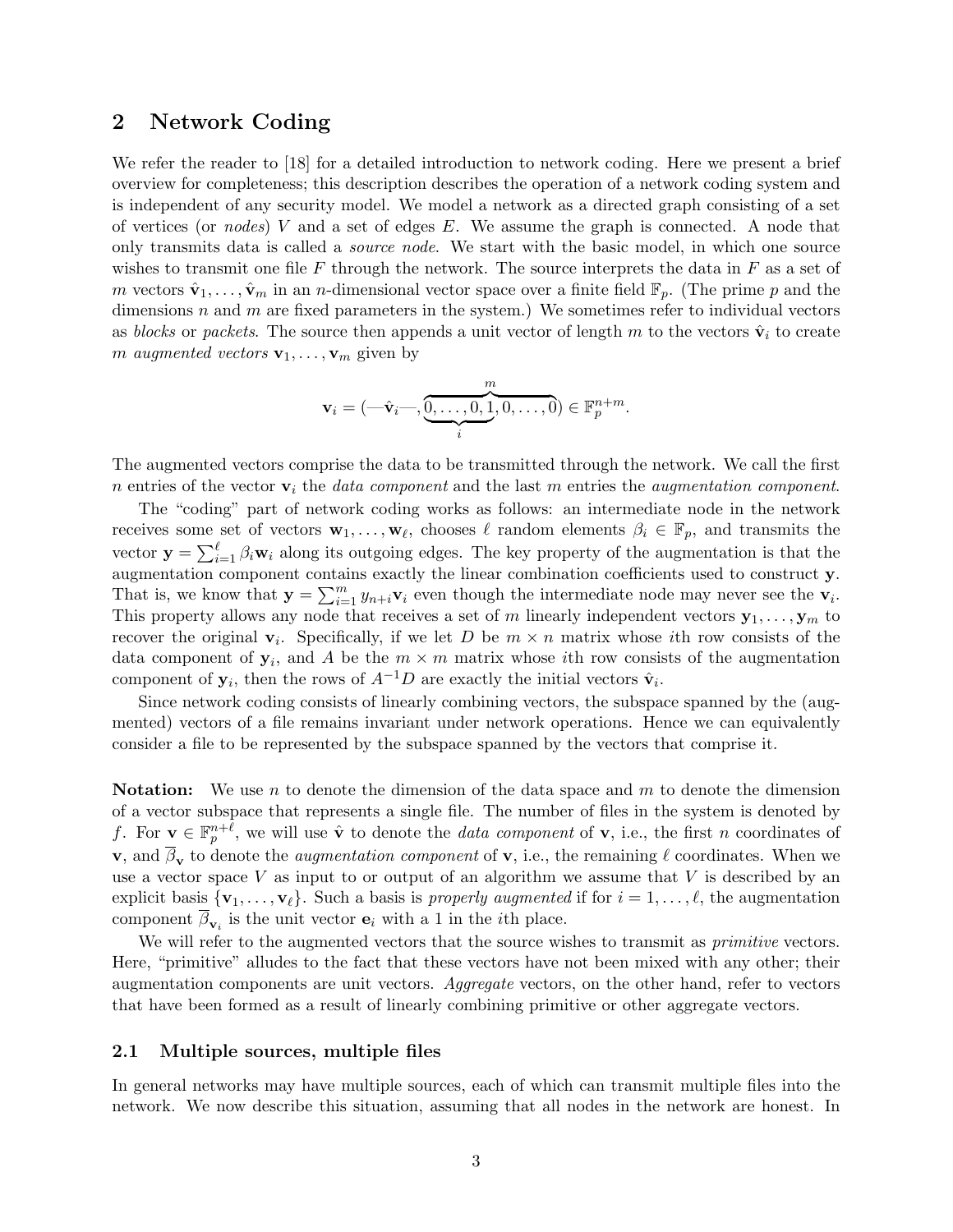## 2 Network Coding

We refer the reader to [18] for a detailed introduction to network coding. Here we present a brief overview for completeness; this description describes the operation of a network coding system and is independent of any security model. We model a network as a directed graph consisting of a set of vertices (or *nodes*) $V$ and a set of edges $E$. We assume the graph is connected. A node that only transmits data is called a *source node*. We start with the basic model, in which one source wishes to transmit one file $F$ through the network. The source interprets the data in $F$ as a set of $m$ vectors $\hat{\mathbf{v}}_1, \ldots, \hat{\mathbf{v}}_m$ in an $n$-dimensional vector space over a finite field $\mathbb{F}_p$. (The prime $p$ and the dimensions $n$ and $m$ are fixed parameters in the system.) We sometimes refer to individual vectors as *blocks* or *packets*. The source then appends a unit vector of length $m$ to the vectors $\hat{\mathbf{v}}_i$ to create $m$ *augmented vectors* $\mathbf{v}_1, \ldots, \mathbf{v}_m$ given by

$$\mathbf{v}_i = (\text{—}\hat{\mathbf{v}}_i\text{—}, \overbrace{\underbrace{0, \ldots, 0, 1}_{i}, 0, \ldots, 0}^{m}) \in \mathbb{F}_p^{n+m}.$$

The augmented vectors comprise the data to be transmitted through the network. We call the first $n$ entries of the vector $\mathbf{v}_i$ the *data component* and the last $m$ entries the *augmentation component*.

The "coding" part of network coding works as follows: an intermediate node in the network receives some set of vectors $\mathbf{w}_1, \ldots, \mathbf{w}_\ell$, chooses $\ell$ random elements $\beta_i \in \mathbb{F}_p$, and transmits the vector $\mathbf{y} = \sum_{i=1}^{\ell} \beta_i \mathbf{w}_i$ along its outgoing edges. The key property of the augmentation is that the augmentation component contains exactly the linear combination coefficients used to construct $\mathbf{y}$. That is, we know that $\mathbf{y} = \sum_{i=1}^{m} y_{n+i} \mathbf{v}_i$ even though the intermediate node may never see the $\mathbf{v}_i$. This property allows any node that receives a set of $m$ linearly independent vectors $\mathbf{y}_1, \ldots, \mathbf{y}_m$ to recover the original $\mathbf{v}_i$. Specifically, if we let $D$ be $m \times n$ matrix whose $i$th row consists of the data component of $\mathbf{y}_i$, and $A$ be the $m \times m$ matrix whose $i$th row consists of the augmentation component of $\mathbf{y}_i$, then the rows of $A^{-1}D$ are exactly the initial vectors $\hat{\mathbf{v}}_i$.

Since network coding consists of linearly combining vectors, the subspace spanned by the (augmented) vectors of a file remains invariant under network operations. Hence we can equivalently consider a file to be represented by the subspace spanned by the vectors that comprise it.

**Notation:** We use $n$ to denote the dimension of the data space and $m$ to denote the dimension of a vector subspace that represents a single file. The number of files in the system is denoted by $f$. For $\mathbf{v} \in \mathbb{F}_p^{n+\ell}$, we will use $\hat{\mathbf{v}}$ to denote the *data component* of $\mathbf{v}$, i.e., the first $n$ coordinates of $\mathbf{v}$, and $\overline{\beta}_{\mathbf{v}}$ to denote the *augmentation component* of $\mathbf{v}$, i.e., the remaining $\ell$ coordinates. When we use a vector space $V$ as input to or output of an algorithm we assume that $V$ is described by an explicit basis $\{\mathbf{v}_1, \ldots, \mathbf{v}_\ell\}$. Such a basis is *properly augmented* if for $i = 1, \ldots, \ell$, the augmentation component $\overline{\beta}_{\mathbf{v}_i}$ is the unit vector $\mathbf{e}_i$ with a 1 in the $i$th place.

We will refer to the augmented vectors that the source wishes to transmit as *primitive* vectors. Here, "primitive" alludes to the fact that these vectors have not been mixed with any other; their augmentation components are unit vectors. *Aggregate* vectors, on the other hand, refer to vectors that have been formed as a result of linearly combining primitive or other aggregate vectors.

### 2.1 Multiple sources, multiple files

In general networks may have multiple sources, each of which can transmit multiple files into the network. We now describe this situation, assuming that all nodes in the network are honest. In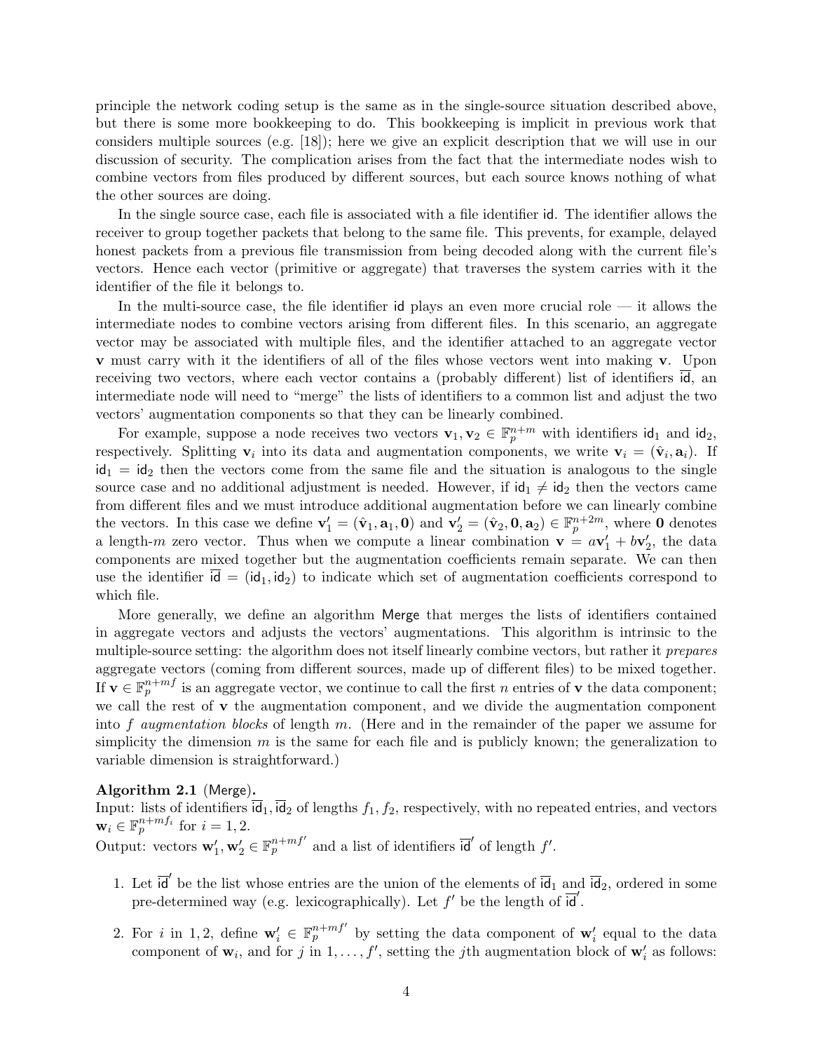principle the network coding setup is the same as in the single-source situation described above, but there is some more bookkeeping to do. This bookkeeping is implicit in previous work that considers multiple sources (e.g. [18]); here we give an explicit description that we will use in our discussion of security. The complication arises from the fact that the intermediate nodes wish to combine vectors from files produced by different sources, but each source knows nothing of what the other sources are doing.

In the single source case, each file is associated with a file identifier $\mathsf{id}$. The identifier allows the receiver to group together packets that belong to the same file. This prevents, for example, delayed honest packets from a previous file transmission from being decoded along with the current file's vectors. Hence each vector (primitive or aggregate) that traverses the system carries with it the identifier of the file it belongs to.

In the multi-source case, the file identifier $\mathsf{id}$ plays an even more crucial role — it allows the intermediate nodes to combine vectors arising from different files. In this scenario, an aggregate vector may be associated with multiple files, and the identifier attached to an aggregate vector $\mathbf{v}$ must carry with it the identifiers of all of the files whose vectors went into making $\mathbf{v}$. Upon receiving two vectors, where each vector contains a (probably different) list of identifiers $\overline{\mathsf{id}}$, an intermediate node will need to "merge" the lists of identifiers to a common list and adjust the two vectors' augmentation components so that they can be linearly combined.

For example, suppose a node receives two vectors $\mathbf{v}_1, \mathbf{v}_2 \in \mathbb{F}_p^{n+m}$ with identifiers $\mathsf{id}_1$ and $\mathsf{id}_2$, respectively. Splitting $\mathbf{v}_i$ into its data and augmentation components, we write $\mathbf{v}_i = (\hat{\mathbf{v}}_i, \mathbf{a}_i)$. If $\mathsf{id}_1 = \mathsf{id}_2$ then the vectors come from the same file and the situation is analogous to the single source case and no additional adjustment is needed. However, if $\mathsf{id}_1 \neq \mathsf{id}_2$ then the vectors came from different files and we must introduce additional augmentation before we can linearly combine the vectors. In this case we define $\mathbf{v}_1' = (\hat{\mathbf{v}}_1, \mathbf{a}_1, \mathbf{0})$ and $\mathbf{v}_2' = (\hat{\mathbf{v}}_2, \mathbf{0}, \mathbf{a}_2) \in \mathbb{F}_p^{n+2m}$, where $\mathbf{0}$ denotes a length-$m$ zero vector. Thus when we compute a linear combination $\mathbf{v} = a\mathbf{v}_1' + b\mathbf{v}_2'$, the data components are mixed together but the augmentation coefficients remain separate. We can then use the identifier $\overline{\mathsf{id}} = (\mathsf{id}_1, \mathsf{id}_2)$ to indicate which set of augmentation coefficients correspond to which file.

More generally, we define an algorithm $\mathsf{Merge}$ that merges the lists of identifiers contained in aggregate vectors and adjusts the vectors' augmentations. This algorithm is intrinsic to the multiple-source setting: the algorithm does not itself linearly combine vectors, but rather it *prepares* aggregate vectors (coming from different sources, made up of different files) to be mixed together. If $\mathbf{v} \in \mathbb{F}_p^{n+mf}$ is an aggregate vector, we continue to call the first $n$ entries of $\mathbf{v}$ the data component; we call the rest of $\mathbf{v}$ the augmentation component, and we divide the augmentation component into $f$ *augmentation blocks* of length $m$. (Here and in the remainder of the paper we assume for simplicity the dimension $m$ is the same for each file and is publicly known; the generalization to variable dimension is straightforward.)

**Algorithm 2.1** ($\mathsf{Merge}$)**.**
Input: lists of identifiers $\overline{\mathsf{id}}_1, \overline{\mathsf{id}}_2$ of lengths $f_1, f_2$, respectively, with no repeated entries, and vectors $\mathbf{w}_i \in \mathbb{F}_p^{n+mf_i}$ for $i = 1, 2$.
Output: vectors $\mathbf{w}_1', \mathbf{w}_2' \in \mathbb{F}_p^{n+mf'}$ and a list of identifiers $\overline{\mathsf{id}}'$ of length $f'$.

1. Let $\overline{\mathsf{id}}'$ be the list whose entries are the union of the elements of $\overline{\mathsf{id}}_1$ and $\overline{\mathsf{id}}_2$, ordered in some pre-determined way (e.g. lexicographically). Let $f'$ be the length of $\overline{\mathsf{id}}'$.

2. For $i$ in $1, 2$, define $\mathbf{w}_i' \in \mathbb{F}_p^{n+mf'}$ by setting the data component of $\mathbf{w}_i'$ equal to the data component of $\mathbf{w}_i$, and for $j$ in $1, \ldots, f'$, setting the $j$th augmentation block of $\mathbf{w}_i'$ as follows: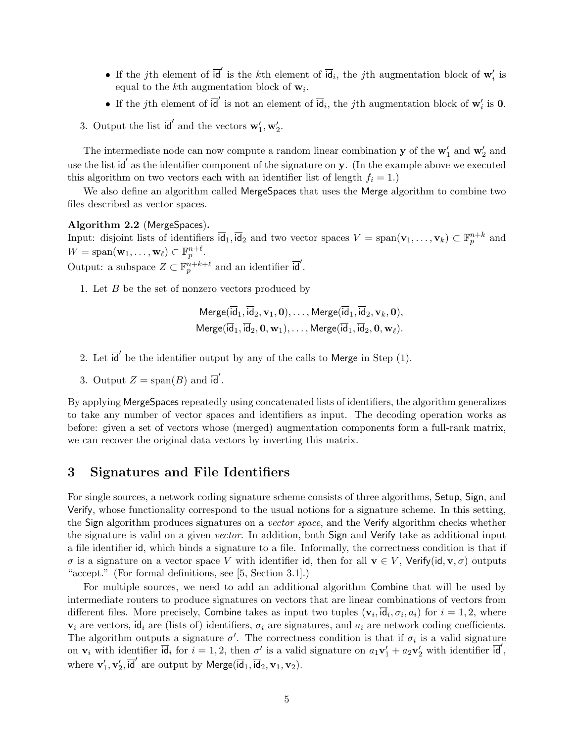- If the $j$th element of $\overline{\mathsf{id}}'$ is the $k$th element of $\overline{\mathsf{id}}_i$, the $j$th augmentation block of $\mathbf{w}'_i$ is equal to the $k$th augmentation block of $\mathbf{w}_i$.
- If the $j$th element of $\overline{\mathsf{id}}'$ is not an element of $\overline{\mathsf{id}}_i$, the $j$th augmentation block of $\mathbf{w}'_i$ is $\mathbf{0}$.

3. Output the list $\overline{\mathsf{id}}'$ and the vectors $\mathbf{w}'_1, \mathbf{w}'_2$.

The intermediate node can now compute a random linear combination $\mathbf{y}$ of the $\mathbf{w}'_1$ and $\mathbf{w}'_2$ and use the list $\overline{\mathsf{id}}'$ as the identifier component of the signature on $\mathbf{y}$. (In the example above we executed this algorithm on two vectors each with an identifier list of length $f_i = 1$.)

We also define an algorithm called MergeSpaces that uses the Merge algorithm to combine two files described as vector spaces.

**Algorithm 2.2** (MergeSpaces)**.**
Input: disjoint lists of identifiers $\overline{\mathsf{id}}_1, \overline{\mathsf{id}}_2$ and two vector spaces $V = \text{span}(\mathbf{v}_1, \ldots, \mathbf{v}_k) \subset \mathbb{F}_p^{n+k}$ and $W = \text{span}(\mathbf{w}_1, \ldots, \mathbf{w}_\ell) \subset \mathbb{F}_p^{n+\ell}$.
Output: a subspace $Z \subset \mathbb{F}_p^{n+k+\ell}$ and an identifier $\overline{\mathsf{id}}'$.

1. Let $B$ be the set of nonzero vectors produced by

$$\mathsf{Merge}(\overline{\mathsf{id}}_1, \overline{\mathsf{id}}_2, \mathbf{v}_1, \mathbf{0}), \ldots, \mathsf{Merge}(\overline{\mathsf{id}}_1, \overline{\mathsf{id}}_2, \mathbf{v}_k, \mathbf{0}),$$
$$\mathsf{Merge}(\overline{\mathsf{id}}_1, \overline{\mathsf{id}}_2, \mathbf{0}, \mathbf{w}_1), \ldots, \mathsf{Merge}(\overline{\mathsf{id}}_1, \overline{\mathsf{id}}_2, \mathbf{0}, \mathbf{w}_\ell).$$

2. Let $\overline{\mathsf{id}}'$ be the identifier output by any of the calls to Merge in Step (1).

3. Output $Z = \text{span}(B)$ and $\overline{\mathsf{id}}'$.

By applying MergeSpaces repeatedly using concatenated lists of identifiers, the algorithm generalizes to take any number of vector spaces and identifiers as input. The decoding operation works as before: given a set of vectors whose (merged) augmentation components form a full-rank matrix, we can recover the original data vectors by inverting this matrix.

## 3 Signatures and File Identifiers

For single sources, a network coding signature scheme consists of three algorithms, Setup, Sign, and Verify, whose functionality correspond to the usual notions for a signature scheme. In this setting, the Sign algorithm produces signatures on a *vector space*, and the Verify algorithm checks whether the signature is valid on a given *vector*. In addition, both Sign and Verify take as additional input a file identifier id, which binds a signature to a file. Informally, the correctness condition is that if $\sigma$ is a signature on a vector space $V$ with identifier id, then for all $\mathbf{v} \in V$, $\mathsf{Verify}(\mathsf{id}, \mathbf{v}, \sigma)$ outputs "accept." (For formal definitions, see [5, Section 3.1].)

For multiple sources, we need to add an additional algorithm Combine that will be used by intermediate routers to produce signatures on vectors that are linear combinations of vectors from different files. More precisely, Combine takes as input two tuples $(\mathbf{v}_i, \overline{\mathsf{id}}_i, \sigma_i, a_i)$ for $i = 1, 2$, where $\mathbf{v}_i$ are vectors, $\overline{\mathsf{id}}_i$ are (lists of) identifiers, $\sigma_i$ are signatures, and $a_i$ are network coding coefficients. The algorithm outputs a signature $\sigma'$. The correctness condition is that if $\sigma_i$ is a valid signature on $\mathbf{v}_i$ with identifier $\overline{\mathsf{id}}_i$ for $i = 1, 2$, then $\sigma'$ is a valid signature on $a_1\mathbf{v}'_1 + a_2\mathbf{v}'_2$ with identifier $\overline{\mathsf{id}}'$, where $\mathbf{v}'_1, \mathbf{v}'_2, \overline{\mathsf{id}}'$ are output by $\mathsf{Merge}(\overline{\mathsf{id}}_1, \overline{\mathsf{id}}_2, \mathbf{v}_1, \mathbf{v}_2)$.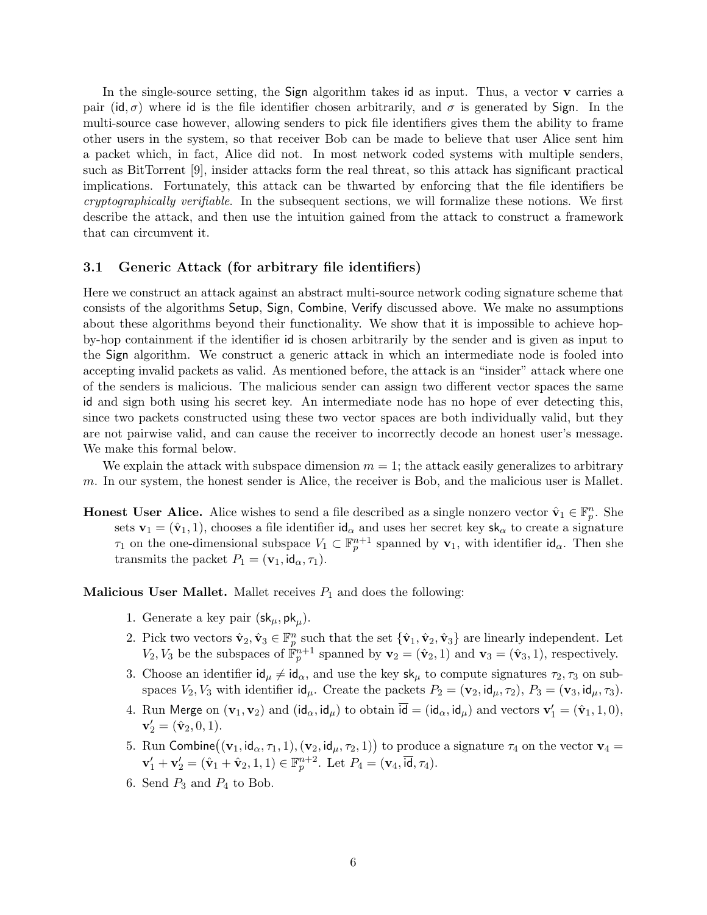In the single-source setting, the Sign algorithm takes id as input. Thus, a vector $\mathbf{v}$ carries a pair $(\mathsf{id}, \sigma)$ where id is the file identifier chosen arbitrarily, and $\sigma$ is generated by Sign. In the multi-source case however, allowing senders to pick file identifiers gives them the ability to frame other users in the system, so that receiver Bob can be made to believe that user Alice sent him a packet which, in fact, Alice did not. In most network coded systems with multiple senders, such as BitTorrent [9], insider attacks form the real threat, so this attack has significant practical implications. Fortunately, this attack can be thwarted by enforcing that the file identifiers be *cryptographically verifiable*. In the subsequent sections, we will formalize these notions. We first describe the attack, and then use the intuition gained from the attack to construct a framework that can circumvent it.

### 3.1 Generic Attack (for arbitrary file identifiers)

Here we construct an attack against an abstract multi-source network coding signature scheme that consists of the algorithms Setup, Sign, Combine, Verify discussed above. We make no assumptions about these algorithms beyond their functionality. We show that it is impossible to achieve hop-by-hop containment if the identifier id is chosen arbitrarily by the sender and is given as input to the Sign algorithm. We construct a generic attack in which an intermediate node is fooled into accepting invalid packets as valid. As mentioned before, the attack is an "insider" attack where one of the senders is malicious. The malicious sender can assign two different vector spaces the same id and sign both using his secret key. An intermediate node has no hope of ever detecting this, since two packets constructed using these two vector spaces are both individually valid, but they are not pairwise valid, and can cause the receiver to incorrectly decode an honest user's message. We make this formal below.

We explain the attack with subspace dimension $m = 1$; the attack easily generalizes to arbitrary $m$. In our system, the honest sender is Alice, the receiver is Bob, and the malicious user is Mallet.

**Honest User Alice.** Alice wishes to send a file described as a single nonzero vector $\hat{\mathbf{v}}_1 \in \mathbb{F}_p^n$. She sets $\mathbf{v}_1 = (\hat{\mathbf{v}}_1, 1)$, chooses a file identifier $\mathsf{id}_\alpha$ and uses her secret key $\mathsf{sk}_\alpha$ to create a signature $\tau_1$ on the one-dimensional subspace $V_1 \subset \mathbb{F}_p^{n+1}$ spanned by $\mathbf{v}_1$, with identifier $\mathsf{id}_\alpha$. Then she transmits the packet $P_1 = (\mathbf{v}_1, \mathsf{id}_\alpha, \tau_1)$.

**Malicious User Mallet.** Mallet receives $P_1$ and does the following:

1. Generate a key pair $(\mathsf{sk}_\mu, \mathsf{pk}_\mu)$.
2. Pick two vectors $\hat{\mathbf{v}}_2, \hat{\mathbf{v}}_3 \in \mathbb{F}_p^n$ such that the set $\{\hat{\mathbf{v}}_1, \hat{\mathbf{v}}_2, \hat{\mathbf{v}}_3\}$ are linearly independent. Let $V_2, V_3$ be the subspaces of $\mathbb{F}_p^{n+1}$ spanned by $\mathbf{v}_2 = (\hat{\mathbf{v}}_2, 1)$ and $\mathbf{v}_3 = (\hat{\mathbf{v}}_3, 1)$, respectively.
3. Choose an identifier $\mathsf{id}_\mu \neq \mathsf{id}_\alpha$, and use the key $\mathsf{sk}_\mu$ to compute signatures $\tau_2, \tau_3$ on subspaces $V_2, V_3$ with identifier $\mathsf{id}_\mu$. Create the packets $P_2 = (\mathbf{v}_2, \mathsf{id}_\mu, \tau_2)$, $P_3 = (\mathbf{v}_3, \mathsf{id}_\mu, \tau_3)$.
4. Run Merge on $(\mathbf{v}_1, \mathbf{v}_2)$ and $(\mathsf{id}_\alpha, \mathsf{id}_\mu)$ to obtain $\overline{\mathsf{id}} = (\mathsf{id}_\alpha, \mathsf{id}_\mu)$ and vectors $\mathbf{v}'_1 = (\hat{\mathbf{v}}_1, 1, 0)$, $\mathbf{v}'_2 = (\hat{\mathbf{v}}_2, 0, 1)$.
5. Run $\mathsf{Combine}\big((\mathbf{v}_1, \mathsf{id}_\alpha, \tau_1, 1), (\mathbf{v}_2, \mathsf{id}_\mu, \tau_2, 1)\big)$ to produce a signature $\tau_4$ on the vector $\mathbf{v}_4 = \mathbf{v}'_1 + \mathbf{v}'_2 = (\hat{\mathbf{v}}_1 + \hat{\mathbf{v}}_2, 1, 1) \in \mathbb{F}_p^{n+2}$. Let $P_4 = (\mathbf{v}_4, \overline{\mathsf{id}}, \tau_4)$.
6. Send $P_3$ and $P_4$ to Bob.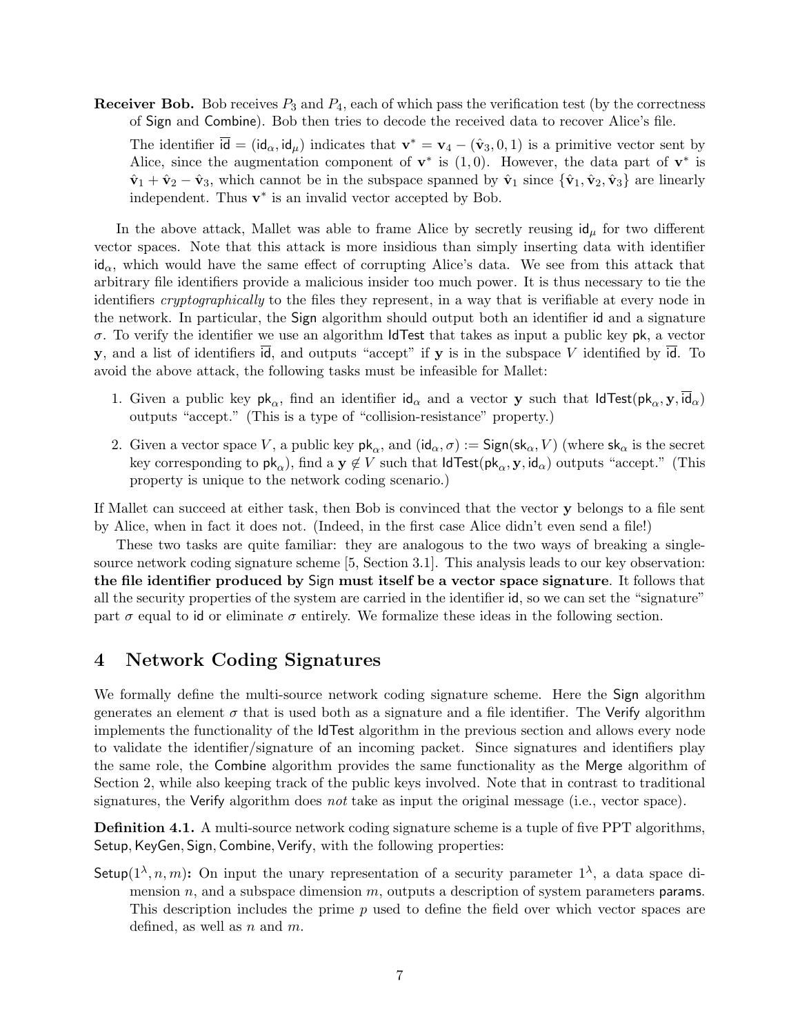**Receiver Bob.** Bob receives $P_3$ and $P_4$, each of which pass the verification test (by the correctness of $\mathsf{Sign}$ and $\mathsf{Combine}$). Bob then tries to decode the received data to recover Alice's file.

The identifier $\overline{\mathsf{id}} = (\mathsf{id}_\alpha, \mathsf{id}_\mu)$ indicates that $\mathbf{v}^* = \mathbf{v}_4 - (\hat{\mathbf{v}}_3, 0, 1)$ is a primitive vector sent by Alice, since the augmentation component of $\mathbf{v}^*$ is $(1, 0)$. However, the data part of $\mathbf{v}^*$ is $\hat{\mathbf{v}}_1 + \hat{\mathbf{v}}_2 - \hat{\mathbf{v}}_3$, which cannot be in the subspace spanned by $\hat{\mathbf{v}}_1$ since $\{\hat{\mathbf{v}}_1, \hat{\mathbf{v}}_2, \hat{\mathbf{v}}_3\}$ are linearly independent. Thus $\mathbf{v}^*$ is an invalid vector accepted by Bob.

In the above attack, Mallet was able to frame Alice by secretly reusing $\mathsf{id}_\mu$ for two different vector spaces. Note that this attack is more insidious than simply inserting data with identifier $\mathsf{id}_\alpha$, which would have the same effect of corrupting Alice's data. We see from this attack that arbitrary file identifiers provide a malicious insider too much power. It is thus necessary to tie the identifiers *cryptographically* to the files they represent, in a way that is verifiable at every node in the network. In particular, the $\mathsf{Sign}$ algorithm should output both an identifier $\mathsf{id}$ and a signature $\sigma$. To verify the identifier we use an algorithm $\mathsf{IdTest}$ that takes as input a public key $\mathsf{pk}$, a vector $\mathbf{y}$, and a list of identifiers $\overline{\mathsf{id}}$, and outputs "accept" if $\mathbf{y}$ is in the subspace $V$ identified by $\overline{\mathsf{id}}$. To avoid the above attack, the following tasks must be infeasible for Mallet:

1. Given a public key $\mathsf{pk}_\alpha$, find an identifier $\mathsf{id}_\alpha$ and a vector $\mathbf{y}$ such that $\mathsf{IdTest}(\mathsf{pk}_\alpha, \mathbf{y}, \overline{\mathsf{id}}_\alpha)$ outputs "accept." (This is a type of "collision-resistance" property.)
2. Given a vector space $V$, a public key $\mathsf{pk}_\alpha$, and $(\mathsf{id}_\alpha, \sigma) := \mathsf{Sign}(\mathsf{sk}_\alpha, V)$ (where $\mathsf{sk}_\alpha$ is the secret key corresponding to $\mathsf{pk}_\alpha$), find a $\mathbf{y} \notin V$ such that $\mathsf{IdTest}(\mathsf{pk}_\alpha, \mathbf{y}, \mathsf{id}_\alpha)$ outputs "accept." (This property is unique to the network coding scenario.)

If Mallet can succeed at either task, then Bob is convinced that the vector $\mathbf{y}$ belongs to a file sent by Alice, when in fact it does not. (Indeed, in the first case Alice didn't even send a file!)

These two tasks are quite familiar: they are analogous to the two ways of breaking a single-source network coding signature scheme [5, Section 3.1]. This analysis leads to our key observation: **the file identifier produced by $\mathsf{Sign}$ must itself be a vector space signature**. It follows that all the security properties of the system are carried in the identifier $\mathsf{id}$, so we can set the "signature" part $\sigma$ equal to $\mathsf{id}$ or eliminate $\sigma$ entirely. We formalize these ideas in the following section.

# 4 Network Coding Signatures

We formally define the multi-source network coding signature scheme. Here the $\mathsf{Sign}$ algorithm generates an element $\sigma$ that is used both as a signature and a file identifier. The $\mathsf{Verify}$ algorithm implements the functionality of the $\mathsf{IdTest}$ algorithm in the previous section and allows every node to validate the identifier/signature of an incoming packet. Since signatures and identifiers play the same role, the $\mathsf{Combine}$ algorithm provides the same functionality as the $\mathsf{Merge}$ algorithm of Section 2, while also keeping track of the public keys involved. Note that in contrast to traditional signatures, the $\mathsf{Verify}$ algorithm does *not* take as input the original message (i.e., vector space).

**Definition 4.1.** A multi-source network coding signature scheme is a tuple of five PPT algorithms, $\mathsf{Setup}, \mathsf{KeyGen}, \mathsf{Sign}, \mathsf{Combine}, \mathsf{Verify}$, with the following properties:

$\mathsf{Setup}(1^\lambda, n, m)$**:** On input the unary representation of a security parameter $1^\lambda$, a data space dimension $n$, and a subspace dimension $m$, outputs a description of system parameters $\mathsf{params}$. This description includes the prime $p$ used to define the field over which vector spaces are defined, as well as $n$ and $m$.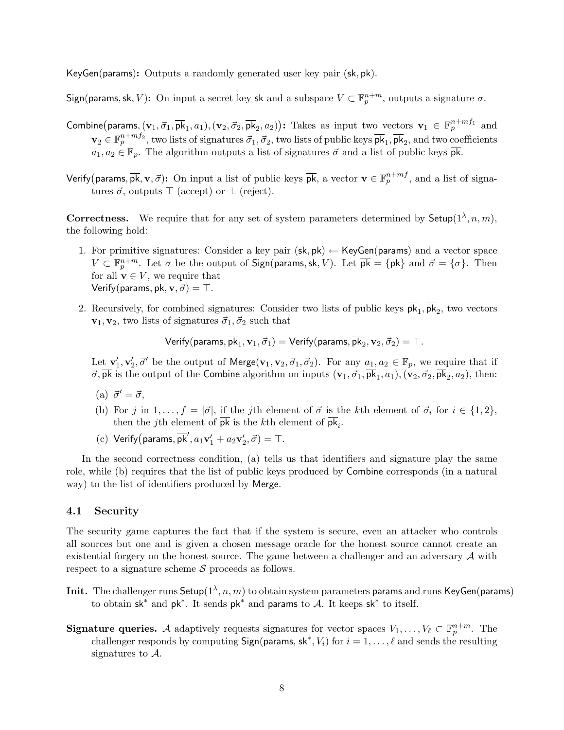$\mathsf{KeyGen}(\mathsf{params})$**:** Outputs a randomly generated user key pair $(\mathsf{sk}, \mathsf{pk})$.

$\mathsf{Sign}(\mathsf{params}, \mathsf{sk}, V)$**:** On input a secret key $\mathsf{sk}$ and a subspace $V \subset \mathbb{F}_p^{n+m}$, outputs a signature $\sigma$.

$\mathsf{Combine}\big(\mathsf{params}, (\mathbf{v}_1, \vec{\sigma}_1, \overline{\mathsf{pk}}_1, a_1), (\mathbf{v}_2, \vec{\sigma}_2, \overline{\mathsf{pk}}_2, a_2)\big)$**:** Takes as input two vectors $\mathbf{v}_1 \in \mathbb{F}_p^{n+mf_1}$ and $\mathbf{v}_2 \in \mathbb{F}_p^{n+mf_2}$, two lists of signatures $\vec{\sigma}_1, \vec{\sigma}_2$, two lists of public keys $\overline{\mathsf{pk}}_1, \overline{\mathsf{pk}}_2$, and two coefficients $a_1, a_2 \in \mathbb{F}_p$. The algorithm outputs a list of signatures $\vec{\sigma}$ and a list of public keys $\overline{\mathsf{pk}}$.

$\mathsf{Verify}\big(\mathsf{params}, \overline{\mathsf{pk}}, \mathbf{v}, \vec{\sigma}\big)$**:** On input a list of public keys $\overline{\mathsf{pk}}$, a vector $\mathbf{v} \in \mathbb{F}_p^{n+mf}$, and a list of signatures $\vec{\sigma}$, outputs $\top$ (accept) or $\bot$ (reject).

**Correctness.** We require that for any set of system parameters determined by $\mathsf{Setup}(1^\lambda, n, m)$, the following hold:

1. For primitive signatures: Consider a key pair $(\mathsf{sk}, \mathsf{pk}) \leftarrow \mathsf{KeyGen}(\mathsf{params})$ and a vector space $V \subset \mathbb{F}_p^{n+m}$. Let $\sigma$ be the output of $\mathsf{Sign}(\mathsf{params}, \mathsf{sk}, V)$. Let $\overline{\mathsf{pk}} = \{\mathsf{pk}\}$ and $\vec{\sigma} = \{\sigma\}$. Then for all $\mathbf{v} \in V$, we require that $\mathsf{Verify}(\mathsf{params}, \overline{\mathsf{pk}}, \mathbf{v}, \vec{\sigma}) = \top$.
2. Recursively, for combined signatures: Consider two lists of public keys $\overline{\mathsf{pk}}_1, \overline{\mathsf{pk}}_2$, two vectors $\mathbf{v}_1, \mathbf{v}_2$, two lists of signatures $\vec{\sigma}_1, \vec{\sigma}_2$ such that

$$\mathsf{Verify}(\mathsf{params}, \overline{\mathsf{pk}}_1, \mathbf{v}_1, \vec{\sigma}_1) = \mathsf{Verify}(\mathsf{params}, \overline{\mathsf{pk}}_2, \mathbf{v}_2, \vec{\sigma}_2) = \top.$$

   Let $\mathbf{v}_1', \mathbf{v}_2', \vec{\sigma}'$ be the output of $\mathsf{Merge}(\mathbf{v}_1, \mathbf{v}_2, \vec{\sigma}_1, \vec{\sigma}_2)$. For any $a_1, a_2 \in \mathbb{F}_p$, we require that if $\vec{\sigma}, \overline{\mathsf{pk}}$ is the output of the $\mathsf{Combine}$ algorithm on inputs $(\mathbf{v}_1, \vec{\sigma}_1, \overline{\mathsf{pk}}_1, a_1), (\mathbf{v}_2, \vec{\sigma}_2, \overline{\mathsf{pk}}_2, a_2)$, then:

   (a) $\vec{\sigma}' = \vec{\sigma}$,

   (b) For $j$ in $1, \ldots, f = |\vec{\sigma}|$, if the $j$th element of $\vec{\sigma}$ is the $k$th element of $\vec{\sigma}_i$ for $i \in \{1, 2\}$, then the $j$th element of $\overline{\mathsf{pk}}$ is the $k$th element of $\overline{\mathsf{pk}}_i$.

   (c) $\mathsf{Verify}\big(\mathsf{params}, \overline{\mathsf{pk}}', a_1\mathbf{v}_1' + a_2\mathbf{v}_2', \vec{\sigma}\big) = \top$.

In the second correctness condition, (a) tells us that identifiers and signature play the same role, while (b) requires that the list of public keys produced by $\mathsf{Combine}$ corresponds (in a natural way) to the list of identifiers produced by $\mathsf{Merge}$.

## 4.1 Security

The security game captures the fact that if the system is secure, even an attacker who controls all sources but one and is given a chosen message oracle for the honest source cannot create an existential forgery on the honest source. The game between a challenger and an adversary $\mathcal{A}$ with respect to a signature scheme $\mathcal{S}$ proceeds as follows.

**Init.** The challenger runs $\mathsf{Setup}(1^\lambda, n, m)$ to obtain system parameters $\mathsf{params}$ and runs $\mathsf{KeyGen}(\mathsf{params})$ to obtain $\mathsf{sk}^*$ and $\mathsf{pk}^*$. It sends $\mathsf{pk}^*$ and $\mathsf{params}$ to $\mathcal{A}$. It keeps $\mathsf{sk}^*$ to itself.

**Signature queries.** $\mathcal{A}$ adaptively requests signatures for vector spaces $V_1, \ldots, V_\ell \subset \mathbb{F}_p^{n+m}$. The challenger responds by computing $\mathsf{Sign}(\mathsf{params}, \mathsf{sk}^*, V_i)$ for $i = 1, \ldots, \ell$ and sends the resulting signatures to $\mathcal{A}$.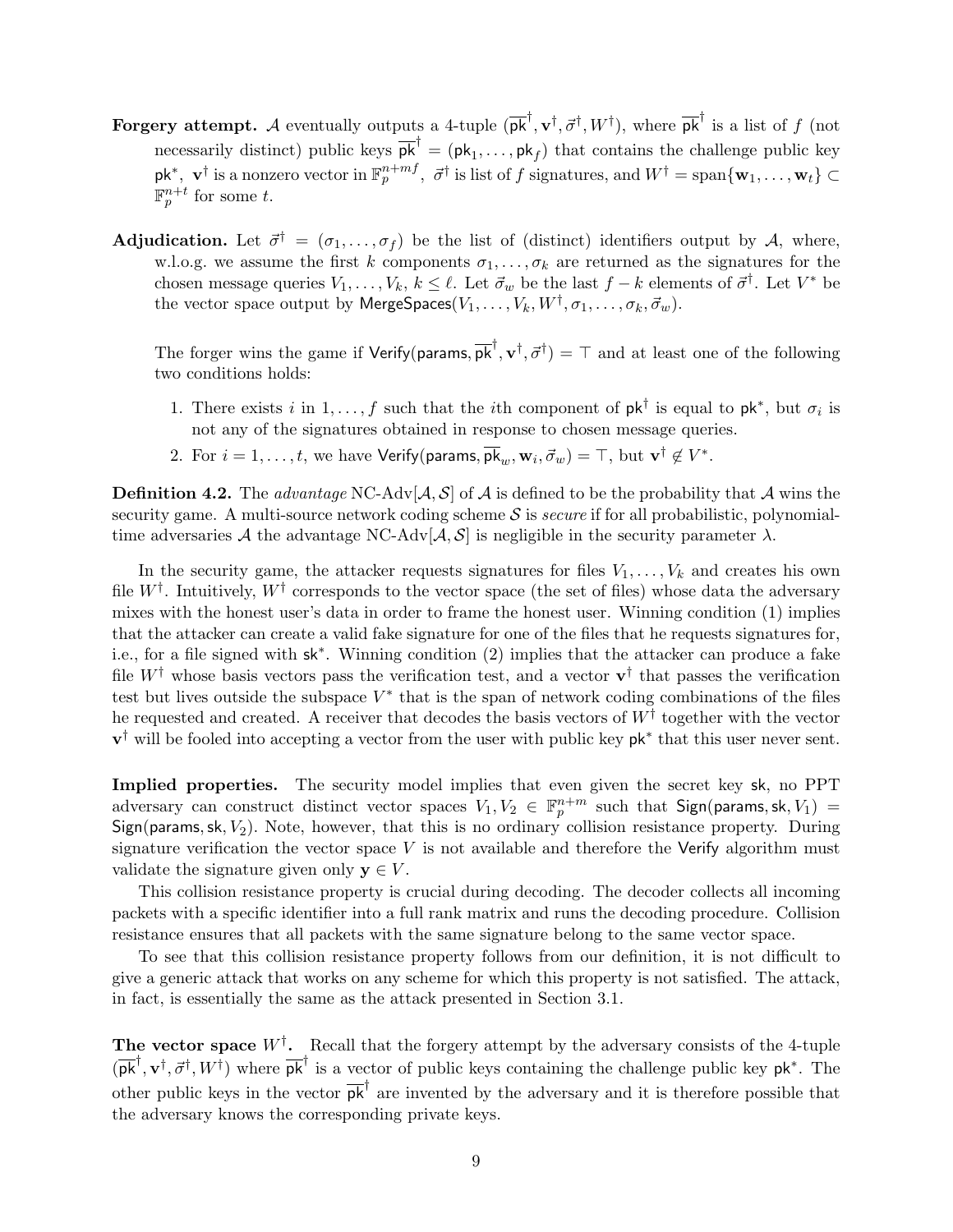**Forgery attempt.** $\mathcal{A}$ eventually outputs a 4-tuple $(\overline{\mathsf{pk}}^\dagger, \mathbf{v}^\dagger, \vec{\sigma}^\dagger, W^\dagger)$, where $\overline{\mathsf{pk}}^\dagger$ is a list of $f$ (not necessarily distinct) public keys $\overline{\mathsf{pk}}^\dagger = (\mathsf{pk}_1, \ldots, \mathsf{pk}_f)$ that contains the challenge public key $\mathsf{pk}^*$, $\mathbf{v}^\dagger$ is a nonzero vector in $\mathbb{F}_p^{n+mf}$, $\vec{\sigma}^\dagger$ is list of $f$ signatures, and $W^\dagger = \mathrm{span}\{\mathbf{w}_1, \ldots, \mathbf{w}_t\} \subset \mathbb{F}_p^{n+t}$ for some $t$.

**Adjudication.** Let $\vec{\sigma}^\dagger = (\sigma_1, \ldots, \sigma_f)$ be the list of (distinct) identifiers output by $\mathcal{A}$, where, w.l.o.g. we assume the first $k$ components $\sigma_1, \ldots, \sigma_k$ are returned as the signatures for the chosen message queries $V_1, \ldots, V_k$, $k \leq \ell$. Let $\vec{\sigma}_w$ be the last $f - k$ elements of $\vec{\sigma}^\dagger$. Let $V^*$ be the vector space output by $\mathsf{MergeSpaces}(V_1, \ldots, V_k, W^\dagger, \sigma_1, \ldots, \sigma_k, \vec{\sigma}_w)$.

The forger wins the game if $\mathsf{Verify}(\mathsf{params}, \overline{\mathsf{pk}}^\dagger, \mathbf{v}^\dagger, \vec{\sigma}^\dagger) = \top$ and at least one of the following two conditions holds:

1. There exists $i$ in $1, \ldots, f$ such that the $i$th component of $\mathsf{pk}^\dagger$ is equal to $\mathsf{pk}^*$, but $\sigma_i$ is not any of the signatures obtained in response to chosen message queries.
2. For $i = 1, \ldots, t$, we have $\mathsf{Verify}(\mathsf{params}, \overline{\mathsf{pk}}_w, \mathbf{w}_i, \vec{\sigma}_w) = \top$, but $\mathbf{v}^\dagger \notin V^*$.

**Definition 4.2.** The *advantage* NC-Adv$[\mathcal{A}, \mathcal{S}]$ of $\mathcal{A}$ is defined to be the probability that $\mathcal{A}$ wins the security game. A multi-source network coding scheme $\mathcal{S}$ is *secure* if for all probabilistic, polynomial-time adversaries $\mathcal{A}$ the advantage NC-Adv$[\mathcal{A}, \mathcal{S}]$ is negligible in the security parameter $\lambda$.

In the security game, the attacker requests signatures for files $V_1, \ldots, V_k$ and creates his own file $W^\dagger$. Intuitively, $W^\dagger$ corresponds to the vector space (the set of files) whose data the adversary mixes with the honest user's data in order to frame the honest user. Winning condition (1) implies that the attacker can create a valid fake signature for one of the files that he requests signatures for, i.e., for a file signed with $\mathsf{sk}^*$. Winning condition (2) implies that the attacker can produce a fake file $W^\dagger$ whose basis vectors pass the verification test, and a vector $\mathbf{v}^\dagger$ that passes the verification test but lives outside the subspace $V^*$ that is the span of network coding combinations of the files he requested and created. A receiver that decodes the basis vectors of $W^\dagger$ together with the vector $\mathbf{v}^\dagger$ will be fooled into accepting a vector from the user with public key $\mathsf{pk}^*$ that this user never sent.

**Implied properties.** The security model implies that even given the secret key $\mathsf{sk}$, no PPT adversary can construct distinct vector spaces $V_1, V_2 \in \mathbb{F}_p^{n+m}$ such that $\mathsf{Sign}(\mathsf{params}, \mathsf{sk}, V_1) = \mathsf{Sign}(\mathsf{params}, \mathsf{sk}, V_2)$. Note, however, that this is no ordinary collision resistance property. During signature verification the vector space $V$ is not available and therefore the $\mathsf{Verify}$ algorithm must validate the signature given only $\mathbf{y} \in V$.

This collision resistance property is crucial during decoding. The decoder collects all incoming packets with a specific identifier into a full rank matrix and runs the decoding procedure. Collision resistance ensures that all packets with the same signature belong to the same vector space.

To see that this collision resistance property follows from our definition, it is not difficult to give a generic attack that works on any scheme for which this property is not satisfied. The attack, in fact, is essentially the same as the attack presented in Section 3.1.

**The vector space $W^\dagger$.** Recall that the forgery attempt by the adversary consists of the 4-tuple $(\overline{\mathsf{pk}}^\dagger, \mathbf{v}^\dagger, \vec{\sigma}^\dagger, W^\dagger)$ where $\overline{\mathsf{pk}}^\dagger$ is a vector of public keys containing the challenge public key $\mathsf{pk}^*$. The other public keys in the vector $\overline{\mathsf{pk}}^\dagger$ are invented by the adversary and it is therefore possible that the adversary knows the corresponding private keys.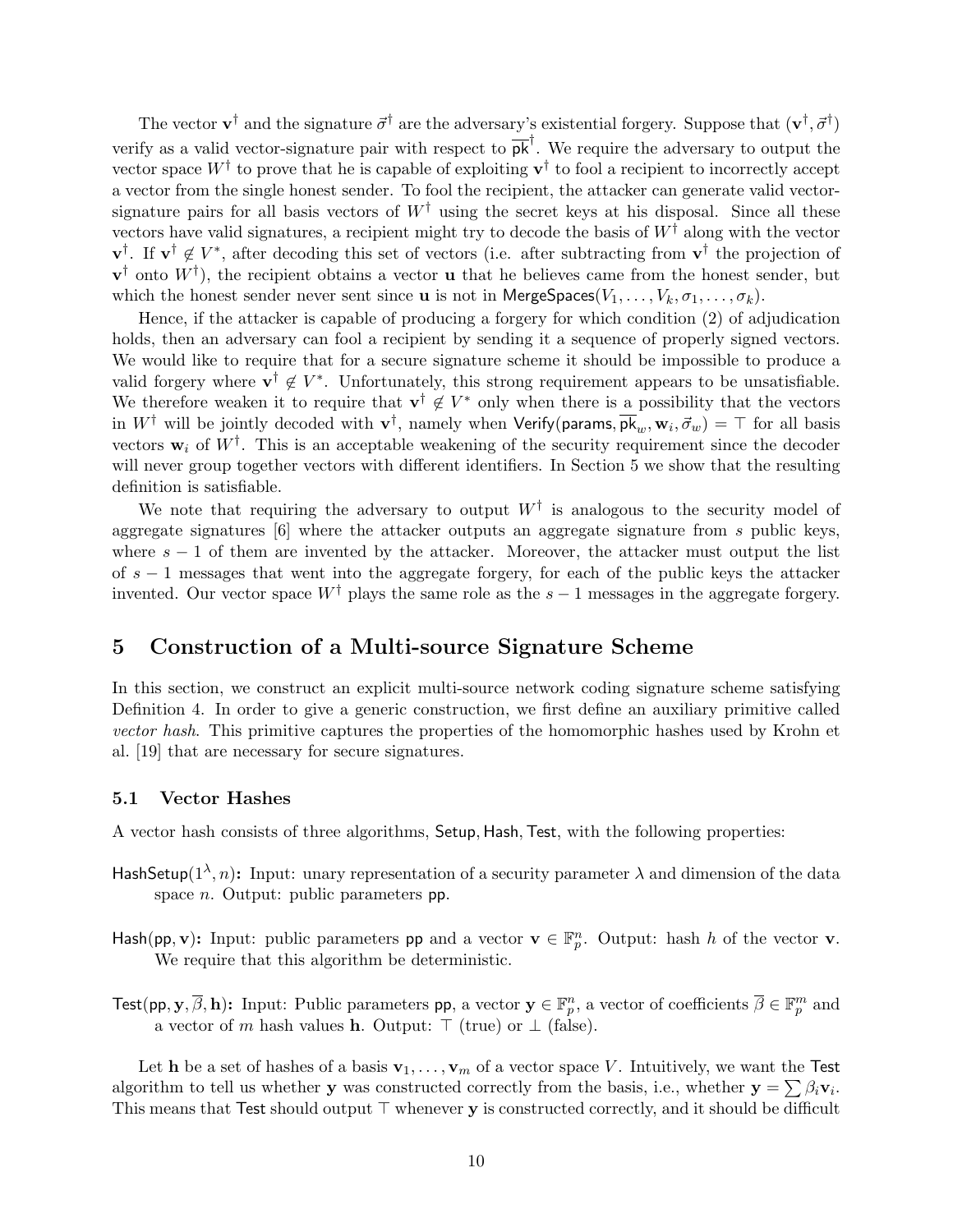The vector $\mathbf{v}^\dagger$ and the signature $\vec{\sigma}^\dagger$ are the adversary's existential forgery. Suppose that $(\mathbf{v}^\dagger, \vec{\sigma}^\dagger)$ verify as a valid vector-signature pair with respect to $\overline{\mathsf{pk}}^\dagger$. We require the adversary to output the vector space $W^\dagger$ to prove that he is capable of exploiting $\mathbf{v}^\dagger$ to fool a recipient to incorrectly accept a vector from the single honest sender. To fool the recipient, the attacker can generate valid vector-signature pairs for all basis vectors of $W^\dagger$ using the secret keys at his disposal. Since all these vectors have valid signatures, a recipient might try to decode the basis of $W^\dagger$ along with the vector $\mathbf{v}^\dagger$. If $\mathbf{v}^\dagger \notin V^*$, after decoding this set of vectors (i.e. after subtracting from $\mathbf{v}^\dagger$ the projection of $\mathbf{v}^\dagger$ onto $W^\dagger$), the recipient obtains a vector $\mathbf{u}$ that he believes came from the honest sender, but which the honest sender never sent since $\mathbf{u}$ is not in $\mathsf{MergeSpaces}(V_1, \ldots, V_k, \sigma_1, \ldots, \sigma_k)$.

Hence, if the attacker is capable of producing a forgery for which condition (2) of adjudication holds, then an adversary can fool a recipient by sending it a sequence of properly signed vectors. We would like to require that for a secure signature scheme it should be impossible to produce a valid forgery where $\mathbf{v}^\dagger \notin V^*$. Unfortunately, this strong requirement appears to be unsatisfiable. We therefore weaken it to require that $\mathbf{v}^\dagger \notin V^*$ only when there is a possibility that the vectors in $W^\dagger$ will be jointly decoded with $\mathbf{v}^\dagger$, namely when $\mathsf{Verify}(\mathsf{params}, \overline{\mathsf{pk}}_w, \mathbf{w}_i, \vec{\sigma}_w) = \top$ for all basis vectors $\mathbf{w}_i$ of $W^\dagger$. This is an acceptable weakening of the security requirement since the decoder will never group together vectors with different identifiers. In Section 5 we show that the resulting definition is satisfiable.

We note that requiring the adversary to output $W^\dagger$ is analogous to the security model of aggregate signatures [6] where the attacker outputs an aggregate signature from $s$ public keys, where $s-1$ of them are invented by the attacker. Moreover, the attacker must output the list of $s-1$ messages that went into the aggregate forgery, for each of the public keys the attacker invented. Our vector space $W^\dagger$ plays the same role as the $s-1$ messages in the aggregate forgery.

## 5 Construction of a Multi-source Signature Scheme

In this section, we construct an explicit multi-source network coding signature scheme satisfying Definition 4. In order to give a generic construction, we first define an auxiliary primitive called *vector hash*. This primitive captures the properties of the homomorphic hashes used by Krohn et al. [19] that are necessary for secure signatures.

### 5.1 Vector Hashes

A vector hash consists of three algorithms, $\mathsf{Setup}, \mathsf{Hash}, \mathsf{Test}$, with the following properties:

$\mathsf{HashSetup}(1^\lambda, n)$**:** Input: unary representation of a security parameter $\lambda$ and dimension of the data space $n$. Output: public parameters $\mathsf{pp}$.

$\mathsf{Hash}(\mathsf{pp}, \mathbf{v})$**:** Input: public parameters $\mathsf{pp}$ and a vector $\mathbf{v} \in \mathbb{F}_p^n$. Output: hash $h$ of the vector $\mathbf{v}$. We require that this algorithm be deterministic.

$\mathsf{Test}(\mathsf{pp}, \mathbf{y}, \overline{\beta}, \mathbf{h})$**:** Input: Public parameters $\mathsf{pp}$, a vector $\mathbf{y} \in \mathbb{F}_p^n$, a vector of coefficients $\overline{\beta} \in \mathbb{F}_p^m$ and a vector of $m$ hash values $\mathbf{h}$. Output: $\top$ (true) or $\perp$ (false).

Let $\mathbf{h}$ be a set of hashes of a basis $\mathbf{v}_1, \ldots, \mathbf{v}_m$ of a vector space $V$. Intuitively, we want the $\mathsf{Test}$ algorithm to tell us whether $\mathbf{y}$ was constructed correctly from the basis, i.e., whether $\mathbf{y} = \sum \beta_i \mathbf{v}_i$. This means that $\mathsf{Test}$ should output $\top$ whenever $\mathbf{y}$ is constructed correctly, and it should be difficult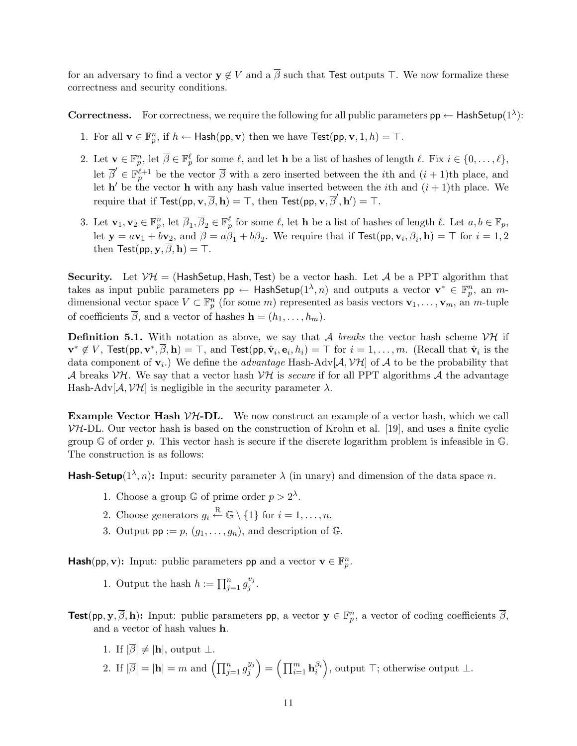for an adversary to find a vector $\mathbf{y} \notin V$ and a $\overline{\beta}$ such that Test outputs $\top$. We now formalize these correctness and security conditions.

**Correctness.** For correctness, we require the following for all public parameters $\mathsf{pp} \leftarrow \mathsf{HashSetup}(1^\lambda)$:

1. For all $\mathbf{v} \in \mathbb{F}_p^n$, if $h \leftarrow \mathsf{Hash}(\mathsf{pp}, \mathbf{v})$ then we have $\mathsf{Test}(\mathsf{pp}, \mathbf{v}, 1, h) = \top$.
2. Let $\mathbf{v} \in \mathbb{F}_p^n$, let $\overline{\beta} \in \mathbb{F}_p^\ell$ for some $\ell$, and let $\mathbf{h}$ be a list of hashes of length $\ell$. Fix $i \in \{0, \ldots, \ell\}$, let $\overline{\beta}' \in \mathbb{F}_p^{\ell+1}$ be the vector $\overline{\beta}$ with a zero inserted between the $i$th and $(i+1)$th place, and let $\mathbf{h}'$ be the vector $\mathbf{h}$ with any hash value inserted between the $i$th and $(i+1)$th place. We require that if $\mathsf{Test}(\mathsf{pp}, \mathbf{v}, \overline{\beta}, \mathbf{h}) = \top$, then $\mathsf{Test}(\mathsf{pp}, \mathbf{v}, \overline{\beta}', \mathbf{h}') = \top$.
3. Let $\mathbf{v}_1, \mathbf{v}_2 \in \mathbb{F}_p^n$, let $\overline{\beta}_1, \overline{\beta}_2 \in \mathbb{F}_p^\ell$ for some $\ell$, let $\mathbf{h}$ be a list of hashes of length $\ell$. Let $a, b \in \mathbb{F}_p$, let $\mathbf{y} = a\mathbf{v}_1 + b\mathbf{v}_2$, and $\overline{\beta} = a\overline{\beta}_1 + b\overline{\beta}_2$. We require that if $\mathsf{Test}(\mathsf{pp}, \mathbf{v}_i, \overline{\beta}_i, \mathbf{h}) = \top$ for $i = 1, 2$ then $\mathsf{Test}(\mathsf{pp}, \mathbf{y}, \overline{\beta}, \mathbf{h}) = \top$.

**Security.** Let $\mathcal{VH} = (\mathsf{HashSetup}, \mathsf{Hash}, \mathsf{Test})$ be a vector hash. Let $\mathcal{A}$ be a PPT algorithm that takes as input public parameters $\mathsf{pp} \leftarrow \mathsf{HashSetup}(1^\lambda, n)$ and outputs a vector $\mathbf{v}^* \in \mathbb{F}_p^n$, an $m$-dimensional vector space $V \subset \mathbb{F}_p^n$ (for some $m$) represented as basis vectors $\mathbf{v}_1, \ldots, \mathbf{v}_m$, an $m$-tuple of coefficients $\overline{\beta}$, and a vector of hashes $\mathbf{h} = (h_1, \ldots, h_m)$.

**Definition 5.1.** With notation as above, we say that $\mathcal{A}$ *breaks* the vector hash scheme $\mathcal{VH}$ if $\mathbf{v}^* \notin V$, $\mathsf{Test}(\mathsf{pp}, \mathbf{v}^*, \overline{\beta}, \mathbf{h}) = \top$, and $\mathsf{Test}(\mathsf{pp}, \hat{\mathbf{v}}_i, \mathbf{e}_i, h_i) = \top$ for $i = 1, \ldots, m$. (Recall that $\hat{\mathbf{v}}_i$ is the data component of $\mathbf{v}_i$.) We define the *advantage* Hash-Adv$[\mathcal{A}, \mathcal{VH}]$ of $\mathcal{A}$ to be the probability that $\mathcal{A}$ breaks $\mathcal{VH}$. We say that a vector hash $\mathcal{VH}$ is *secure* if for all PPT algorithms $\mathcal{A}$ the advantage Hash-Adv$[\mathcal{A}, \mathcal{VH}]$ is negligible in the security parameter $\lambda$.

**Example Vector Hash $\mathcal{VH}$-DL.** We now construct an example of a vector hash, which we call $\mathcal{VH}$-DL. Our vector hash is based on the construction of Krohn et al. [19], and uses a finite cyclic group $\mathbb{G}$ of order $p$. This vector hash is secure if the discrete logarithm problem is infeasible in $\mathbb{G}$. The construction is as follows:

**Hash-Setup$(1^\lambda, n)$:** Input: security parameter $\lambda$ (in unary) and dimension of the data space $n$.

1. Choose a group $\mathbb{G}$ of prime order $p > 2^\lambda$.
2. Choose generators $g_i \xleftarrow{\text{R}} \mathbb{G} \setminus \{1\}$ for $i = 1, \ldots, n$.
3. Output $\mathsf{pp} := p$, $(g_1, \ldots, g_n)$, and description of $\mathbb{G}$.

**Hash$(\mathsf{pp}, \mathbf{v})$:** Input: public parameters $\mathsf{pp}$ and a vector $\mathbf{v} \in \mathbb{F}_p^n$.

1. Output the hash $h := \prod_{j=1}^n g_j^{v_j}$.

**Test$(\mathsf{pp}, \mathbf{y}, \overline{\beta}, \mathbf{h})$:** Input: public parameters $\mathsf{pp}$, a vector $\mathbf{y} \in \mathbb{F}_p^n$, a vector of coding coefficients $\overline{\beta}$, and a vector of hash values $\mathbf{h}$.

1. If $|\overline{\beta}| \neq |\mathbf{h}|$, output $\perp$.
2. If $|\overline{\beta}| = |\mathbf{h}| = m$ and $\left(\prod_{j=1}^n g_j^{y_j}\right) = \left(\prod_{i=1}^m \mathbf{h}_i^{\beta_i}\right)$, output $\top$; otherwise output $\perp$.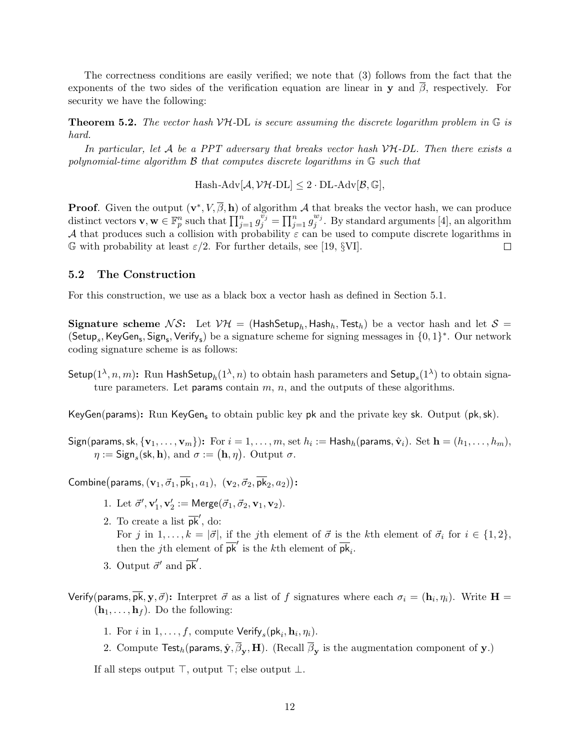The correctness conditions are easily verified; we note that (3) follows from the fact that the exponents of the two sides of the verification equation are linear in $\mathbf{y}$ and $\overline{\beta}$, respectively. For security we have the following:

**Theorem 5.2.** *The vector hash $\mathcal{VH}$-DL is secure assuming the discrete logarithm problem in $\mathbb{G}$ is hard.*

*In particular, let $\mathcal{A}$ be a PPT adversary that breaks vector hash $\mathcal{VH}$-DL. Then there exists a polynomial-time algorithm $\mathcal{B}$ that computes discrete logarithms in $\mathbb{G}$ such that*

$$\text{Hash-Adv}[\mathcal{A}, \mathcal{VH}\text{-DL}] \leq 2 \cdot \text{DL-Adv}[\mathcal{B}, \mathbb{G}],$$

**Proof**. Given the output $(\mathbf{v}^*, V, \overline{\beta}, \mathbf{h})$ of algorithm $\mathcal{A}$ that breaks the vector hash, we can produce distinct vectors $\mathbf{v}, \mathbf{w} \in \mathbb{F}_p^n$ such that $\prod_{j=1}^n g_j^{v_j} = \prod_{j=1}^n g_j^{w_j}$. By standard arguments [4], an algorithm $\mathcal{A}$ that produces such a collision with probability $\varepsilon$ can be used to compute discrete logarithms in $\mathbb{G}$ with probability at least $\varepsilon/2$. For further details, see [19, §VI]. □

## 5.2 The Construction

For this construction, we use as a black box a vector hash as defined in Section 5.1.

**Signature scheme $\mathcal{NS}$:** Let $\mathcal{VH} = (\mathsf{HashSetup}_h, \mathsf{Hash}_h, \mathsf{Test}_h)$ be a vector hash and let $\mathcal{S} = (\mathsf{Setup}_s, \mathsf{KeyGen_s}, \mathsf{Sign_s}, \mathsf{Verify_s})$ be a signature scheme for signing messages in $\{0,1\}^*$. Our network coding signature scheme is as follows:

$\mathsf{Setup}(1^\lambda, n, m)$**:** Run $\mathsf{HashSetup}_h(1^\lambda, n)$ to obtain hash parameters and $\mathsf{Setup}_s(1^\lambda)$ to obtain signature parameters. Let $\mathsf{params}$ contain $m$, $n$, and the outputs of these algorithms.

$\mathsf{KeyGen}(\mathsf{params})$**:** Run $\mathsf{KeyGen_s}$ to obtain public key $\mathsf{pk}$ and the private key $\mathsf{sk}$. Output $(\mathsf{pk}, \mathsf{sk})$.

$\mathsf{Sign}(\mathsf{params}, \mathsf{sk}, \{\mathbf{v}_1, \dots, \mathbf{v}_m\})$**:** For $i = 1, \dots, m$, set $h_i := \mathsf{Hash}_h(\mathsf{params}, \hat{\mathbf{v}}_i)$. Set $\mathbf{h} = (h_1, \dots, h_m)$, $\eta := \mathsf{Sign}_s(\mathsf{sk}, \mathbf{h})$, and $\sigma := (\mathbf{h}, \eta)$. Output $\sigma$.

$\mathsf{Combine}\big(\mathsf{params}, (\mathbf{v}_1, \vec{\sigma}_1, \overline{\mathsf{pk}}_1, a_1),\ (\mathbf{v}_2, \vec{\sigma}_2, \overline{\mathsf{pk}}_2, a_2)\big)$**:**

1. Let $\vec{\sigma}', \mathbf{v}_1', \mathbf{v}_2' := \mathsf{Merge}(\vec{\sigma}_1, \vec{\sigma}_2, \mathbf{v}_1, \mathbf{v}_2)$.
2. To create a list $\overline{\mathsf{pk}}'$, do:
   For $j$ in $1, \dots, k = |\vec{\sigma}|$, if the $j$th element of $\vec{\sigma}$ is the $k$th element of $\vec{\sigma}_i$ for $i \in \{1, 2\}$, then the $j$th element of $\overline{\mathsf{pk}}'$ is the $k$th element of $\overline{\mathsf{pk}}_i$.
3. Output $\vec{\sigma}'$ and $\overline{\mathsf{pk}}'$.

$\mathsf{Verify}(\mathsf{params}, \overline{\mathsf{pk}}, \mathbf{y}, \vec{\sigma})$**:** Interpret $\vec{\sigma}$ as a list of $f$ signatures where each $\sigma_i = (\mathbf{h}_i, \eta_i)$. Write $\mathbf{H} = (\mathbf{h}_1, \dots, \mathbf{h}_f)$. Do the following:

1. For $i$ in $1, \dots, f$, compute $\mathsf{Verify}_s(\mathsf{pk}_i, \mathbf{h}_i, \eta_i)$.
2. Compute $\mathsf{Test}_h(\mathsf{params}, \hat{\mathbf{y}}, \overline{\beta}_{\mathbf{y}}, \mathbf{H})$. (Recall $\overline{\beta}_{\mathbf{y}}$ is the augmentation component of $\mathbf{y}$.)

If all steps output $\top$, output $\top$; else output $\bot$.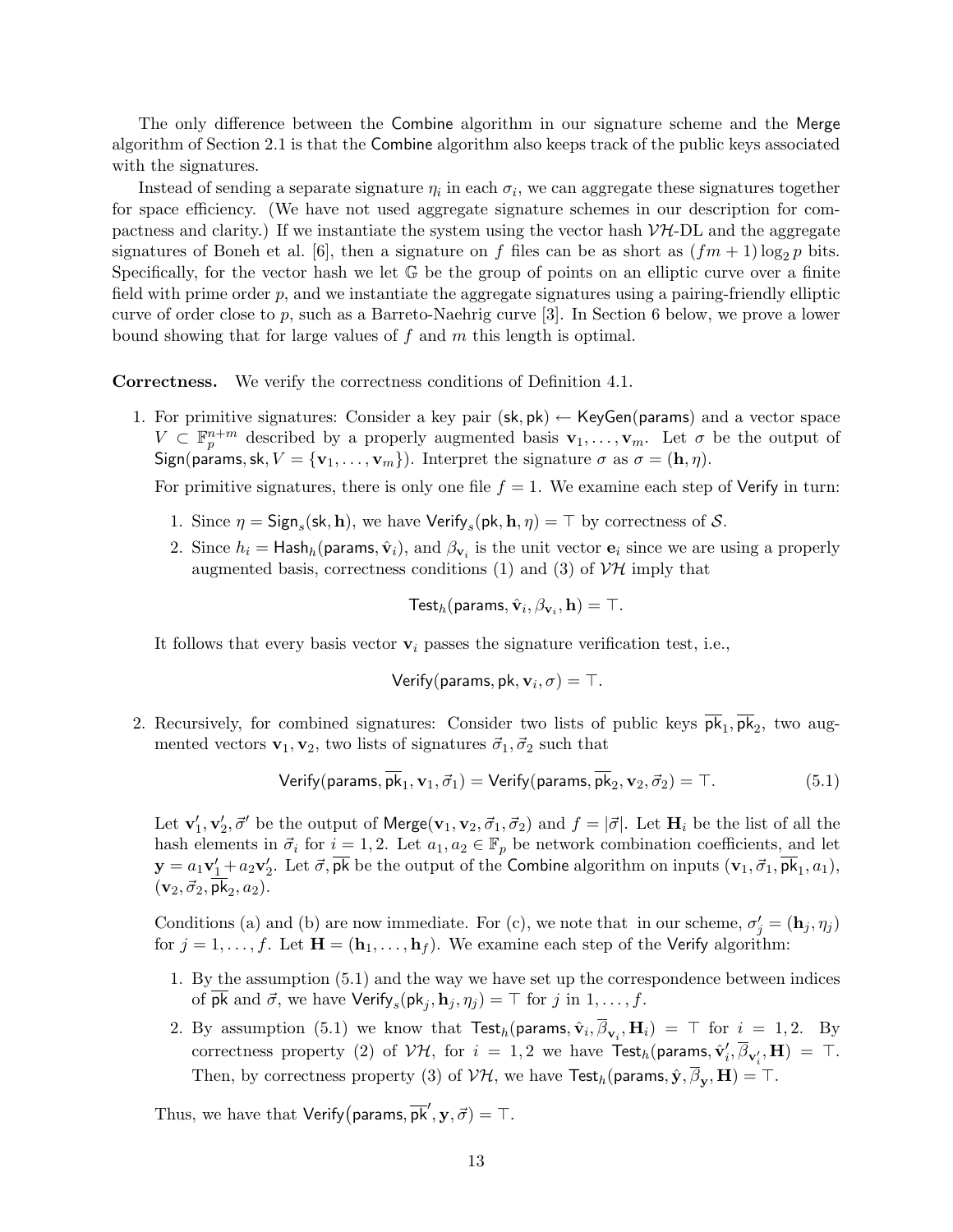The only difference between the Combine algorithm in our signature scheme and the Merge algorithm of Section 2.1 is that the Combine algorithm also keeps track of the public keys associated with the signatures.

Instead of sending a separate signature $\eta_i$ in each $\sigma_i$, we can aggregate these signatures together for space efficiency. (We have not used aggregate signature schemes in our description for compactness and clarity.) If we instantiate the system using the vector hash $\mathcal{VH}$-DL and the aggregate signatures of Boneh et al. [6], then a signature on $f$ files can be as short as $(fm+1)\log_2 p$ bits. Specifically, for the vector hash we let $\mathbb{G}$ be the group of points on an elliptic curve over a finite field with prime order $p$, and we instantiate the aggregate signatures using a pairing-friendly elliptic curve of order close to $p$, such as a Barreto-Naehrig curve [3]. In Section 6 below, we prove a lower bound showing that for large values of $f$ and $m$ this length is optimal.

**Correctness.** We verify the correctness conditions of Definition 4.1.

1. For primitive signatures: Consider a key pair $(\mathsf{sk}, \mathsf{pk}) \leftarrow \mathsf{KeyGen}(\mathsf{params})$ and a vector space $V \subset \mathbb{F}_p^{n+m}$ described by a properly augmented basis $\mathbf{v}_1, \dots, \mathbf{v}_m$. Let $\sigma$ be the output of $\mathsf{Sign}(\mathsf{params}, \mathsf{sk}, V = \{\mathbf{v}_1, \dots, \mathbf{v}_m\})$. Interpret the signature $\sigma$ as $\sigma = (\mathbf{h}, \eta)$.

   For primitive signatures, there is only one file $f = 1$. We examine each step of Verify in turn:

   1. Since $\eta = \mathsf{Sign}_s(\mathsf{sk}, \mathbf{h})$, we have $\mathsf{Verify}_s(\mathsf{pk}, \mathbf{h}, \eta) = \top$ by correctness of $\mathcal{S}$.
   2. Since $h_i = \mathsf{Hash}_h(\mathsf{params}, \hat{\mathbf{v}}_i)$, and $\beta_{\mathbf{v}_i}$ is the unit vector $\mathbf{e}_i$ since we are using a properly augmented basis, correctness conditions (1) and (3) of $\mathcal{VH}$ imply that

   $$\mathsf{Test}_h(\mathsf{params}, \hat{\mathbf{v}}_i, \beta_{\mathbf{v}_i}, \mathbf{h}) = \top.$$

   It follows that every basis vector $\mathbf{v}_i$ passes the signature verification test, i.e.,

   $$\mathsf{Verify}(\mathsf{params}, \mathsf{pk}, \mathbf{v}_i, \sigma) = \top.$$

2. Recursively, for combined signatures: Consider two lists of public keys $\overline{\mathsf{pk}}_1, \overline{\mathsf{pk}}_2$, two augmented vectors $\mathbf{v}_1, \mathbf{v}_2$, two lists of signatures $\vec{\sigma}_1, \vec{\sigma}_2$ such that

   $$\mathsf{Verify}(\mathsf{params}, \overline{\mathsf{pk}}_1, \mathbf{v}_1, \vec{\sigma}_1) = \mathsf{Verify}(\mathsf{params}, \overline{\mathsf{pk}}_2, \mathbf{v}_2, \vec{\sigma}_2) = \top. \tag{5.1}$$

   Let $\mathbf{v}'_1, \mathbf{v}'_2, \vec{\sigma}'$ be the output of $\mathsf{Merge}(\mathbf{v}_1, \mathbf{v}_2, \vec{\sigma}_1, \vec{\sigma}_2)$ and $f = |\vec{\sigma}|$. Let $\mathbf{H}_i$ be the list of all the hash elements in $\vec{\sigma}_i$ for $i = 1, 2$. Let $a_1, a_2 \in \mathbb{F}_p$ be network combination coefficients, and let $\mathbf{y} = a_1\mathbf{v}'_1 + a_2\mathbf{v}'_2$. Let $\vec{\sigma}, \overline{\mathsf{pk}}$ be the output of the Combine algorithm on inputs $(\mathbf{v}_1, \vec{\sigma}_1, \overline{\mathsf{pk}}_1, a_1)$, $(\mathbf{v}_2, \vec{\sigma}_2, \overline{\mathsf{pk}}_2, a_2)$.

   Conditions (a) and (b) are now immediate. For (c), we note that in our scheme, $\sigma'_j = (\mathbf{h}_j, \eta_j)$ for $j = 1, \dots, f$. Let $\mathbf{H} = (\mathbf{h}_1, \dots, \mathbf{h}_f)$. We examine each step of the Verify algorithm:

   1. By the assumption (5.1) and the way we have set up the correspondence between indices of $\overline{\mathsf{pk}}$ and $\vec{\sigma}$, we have $\mathsf{Verify}_s(\mathsf{pk}_j, \mathbf{h}_j, \eta_j) = \top$ for $j$ in $1, \dots, f$.
   2. By assumption (5.1) we know that $\mathsf{Test}_h(\mathsf{params}, \hat{\mathbf{v}}_i, \overline{\beta}_{\mathbf{v}_i}, \mathbf{H}_i) = \top$ for $i = 1, 2$. By correctness property (2) of $\mathcal{VH}$, for $i = 1, 2$ we have $\mathsf{Test}_h(\mathsf{params}, \hat{\mathbf{v}}'_i, \overline{\beta}_{\mathbf{v}'_i}, \mathbf{H}) = \top$. Then, by correctness property (3) of $\mathcal{VH}$, we have $\mathsf{Test}_h(\mathsf{params}, \hat{\mathbf{y}}, \overline{\beta}_{\mathbf{y}}, \mathbf{H}) = \top$.

   Thus, we have that $\mathsf{Verify}\big(\mathsf{params}, \overline{\mathsf{pk}}', \mathbf{y}, \vec{\sigma}\big) = \top$.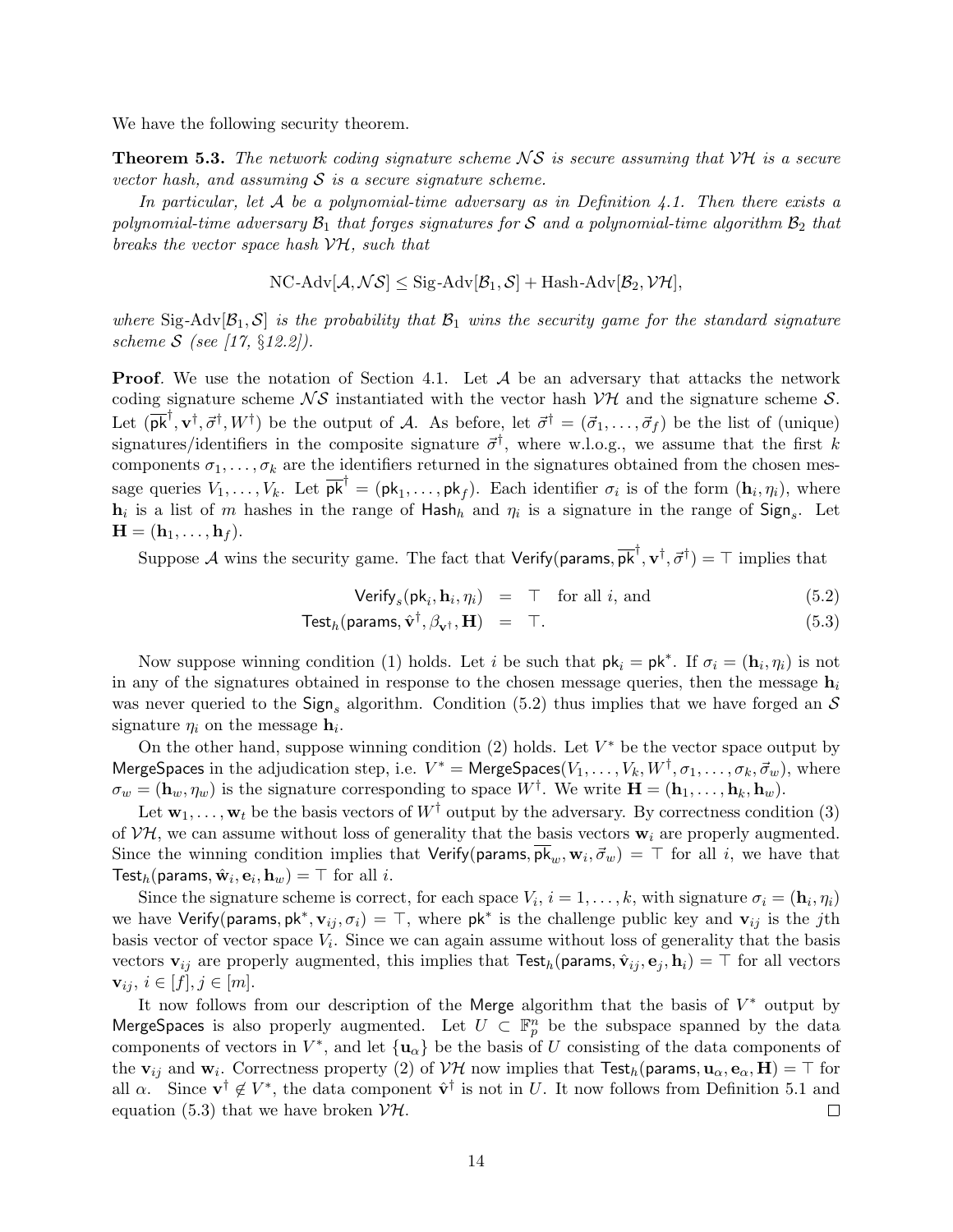We have the following security theorem.

**Theorem 5.3.** *The network coding signature scheme $\mathcal{NS}$ is secure assuming that $\mathcal{VH}$ is a secure vector hash, and assuming $\mathcal{S}$ is a secure signature scheme.*

*In particular, let $\mathcal{A}$ be a polynomial-time adversary as in Definition 4.1. Then there exists a polynomial-time adversary $\mathcal{B}_1$ that forges signatures for $\mathcal{S}$ and a polynomial-time algorithm $\mathcal{B}_2$ that breaks the vector space hash $\mathcal{VH}$, such that*

$$\text{NC-Adv}[\mathcal{A}, \mathcal{NS}] \leq \text{Sig-Adv}[\mathcal{B}_1, \mathcal{S}] + \text{Hash-Adv}[\mathcal{B}_2, \mathcal{VH}],$$

*where* $\text{Sig-Adv}[\mathcal{B}_1, \mathcal{S}]$ *is the probability that* $\mathcal{B}_1$ *wins the security game for the standard signature scheme* $\mathcal{S}$ *(see [17, §12.2]).*

**Proof**. We use the notation of Section 4.1. Let $\mathcal{A}$ be an adversary that attacks the network coding signature scheme $\mathcal{NS}$ instantiated with the vector hash $\mathcal{VH}$ and the signature scheme $\mathcal{S}$. Let $(\overline{\mathsf{pk}}^\dagger, \mathbf{v}^\dagger, \vec{\sigma}^\dagger, W^\dagger)$ be the output of $\mathcal{A}$. As before, let $\vec{\sigma}^\dagger = (\vec{\sigma}_1, \ldots, \vec{\sigma}_f)$ be the list of (unique) signatures/identifiers in the composite signature $\vec{\sigma}^\dagger$, where w.l.o.g., we assume that the first $k$ components $\sigma_1, \ldots, \sigma_k$ are the identifiers returned in the signatures obtained from the chosen message queries $V_1, \ldots, V_k$. Let $\overline{\mathsf{pk}}^\dagger = (\mathsf{pk}_1, \ldots, \mathsf{pk}_f)$. Each identifier $\sigma_i$ is of the form $(\mathbf{h}_i, \eta_i)$, where $\mathbf{h}_i$ is a list of $m$ hashes in the range of $\mathsf{Hash}_h$ and $\eta_i$ is a signature in the range of $\mathsf{Sign}_s$. Let $\mathbf{H} = (\mathbf{h}_1, \ldots, \mathbf{h}_f)$.

Suppose $\mathcal{A}$ wins the security game. The fact that $\mathsf{Verify}(\mathsf{params}, \overline{\mathsf{pk}}^\dagger, \mathbf{v}^\dagger, \vec{\sigma}^\dagger) = \top$ implies that

$$\mathsf{Verify}_s(\mathsf{pk}_i, \mathbf{h}_i, \eta_i) \;=\; \top \quad \text{for all } i, \text{ and} \tag{5.2}$$

$$\mathsf{Test}_h(\mathsf{params}, \hat{\mathbf{v}}^\dagger, \beta_{\mathbf{v}^\dagger}, \mathbf{H}) \;=\; \top. \tag{5.3}$$

Now suppose winning condition (1) holds. Let $i$ be such that $\mathsf{pk}_i = \mathsf{pk}^*$. If $\sigma_i = (\mathbf{h}_i, \eta_i)$ is not in any of the signatures obtained in response to the chosen message queries, then the message $\mathbf{h}_i$ was never queried to the $\mathsf{Sign}_s$ algorithm. Condition (5.2) thus implies that we have forged an $\mathcal{S}$ signature $\eta_i$ on the message $\mathbf{h}_i$.

On the other hand, suppose winning condition (2) holds. Let $V^*$ be the vector space output by $\mathsf{MergeSpaces}$ in the adjudication step, i.e. $V^* = \mathsf{MergeSpaces}(V_1, \ldots, V_k, W^\dagger, \sigma_1, \ldots, \sigma_k, \vec{\sigma}_w)$, where $\sigma_w = (\mathbf{h}_w, \eta_w)$ is the signature corresponding to space $W^\dagger$. We write $\mathbf{H} = (\mathbf{h}_1, \ldots, \mathbf{h}_k, \mathbf{h}_w)$.

Let $\mathbf{w}_1, \ldots, \mathbf{w}_t$ be the basis vectors of $W^\dagger$ output by the adversary. By correctness condition (3) of $\mathcal{VH}$, we can assume without loss of generality that the basis vectors $\mathbf{w}_i$ are properly augmented. Since the winning condition implies that $\mathsf{Verify}(\mathsf{params}, \overline{\mathsf{pk}}_w, \mathbf{w}_i, \vec{\sigma}_w) = \top$ for all $i$, we have that $\mathsf{Test}_h(\mathsf{params}, \hat{\mathbf{w}}_i, \mathbf{e}_i, \mathbf{h}_w) = \top$ for all $i$.

Since the signature scheme is correct, for each space $V_i$, $i = 1, \ldots, k$, with signature $\sigma_i = (\mathbf{h}_i, \eta_i)$ we have $\mathsf{Verify}(\mathsf{params}, \mathsf{pk}^*, \mathbf{v}_{ij}, \sigma_i) = \top$, where $\mathsf{pk}^*$ is the challenge public key and $\mathbf{v}_{ij}$ is the $j$th basis vector of vector space $V_i$. Since we can again assume without loss of generality that the basis vectors $\mathbf{v}_{ij}$ are properly augmented, this implies that $\mathsf{Test}_h(\mathsf{params}, \hat{\mathbf{v}}_{ij}, \mathbf{e}_j, \mathbf{h}_i) = \top$ for all vectors $\mathbf{v}_{ij}$, $i \in [f], j \in [m]$.

It now follows from our description of the $\mathsf{Merge}$ algorithm that the basis of $V^*$ output by $\mathsf{MergeSpaces}$ is also properly augmented. Let $U \subset \mathbb{F}_p^n$ be the subspace spanned by the data components of vectors in $V^*$, and let $\{\mathbf{u}_\alpha\}$ be the basis of $U$ consisting of the data components of the $\mathbf{v}_{ij}$ and $\mathbf{w}_i$. Correctness property (2) of $\mathcal{VH}$ now implies that $\mathsf{Test}_h(\mathsf{params}, \mathbf{u}_\alpha, \mathbf{e}_\alpha, \mathbf{H}) = \top$ for all $\alpha$. Since $\mathbf{v}^\dagger \notin V^*$, the data component $\hat{\mathbf{v}}^\dagger$ is not in $U$. It now follows from Definition 5.1 and equation (5.3) that we have broken $\mathcal{VH}$. $\square$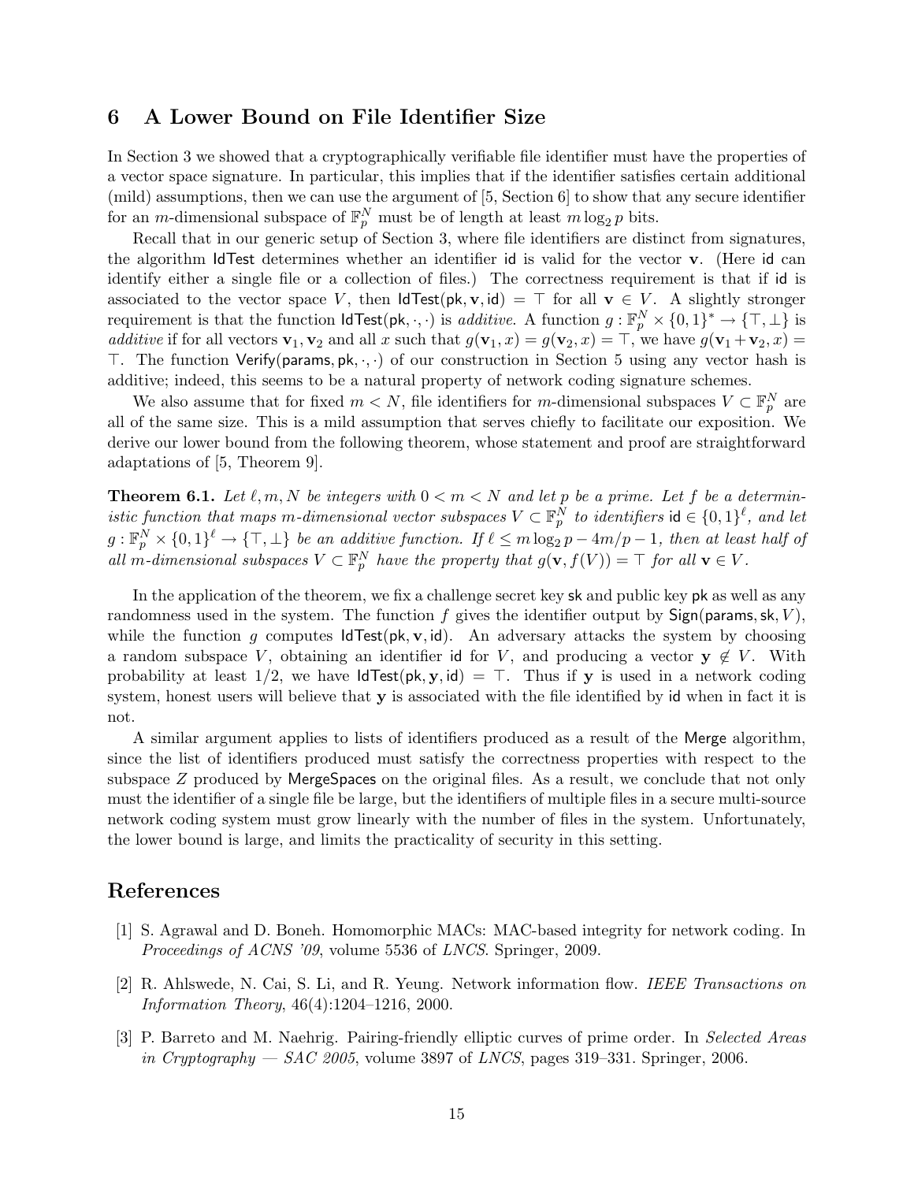## 6 A Lower Bound on File Identifier Size

In Section 3 we showed that a cryptographically verifiable file identifier must have the properties of a vector space signature. In particular, this implies that if the identifier satisfies certain additional (mild) assumptions, then we can use the argument of [5, Section 6] to show that any secure identifier for an $m$-dimensional subspace of $\mathbb{F}_p^N$ must be of length at least $m \log_2 p$ bits.

Recall that in our generic setup of Section 3, where file identifiers are distinct from signatures, the algorithm $\mathsf{IdTest}$ determines whether an identifier $\mathsf{id}$ is valid for the vector $\mathbf{v}$. (Here $\mathsf{id}$ can identify either a single file or a collection of files.) The correctness requirement is that if $\mathsf{id}$ is associated to the vector space $V$, then $\mathsf{IdTest}(\mathsf{pk}, \mathbf{v}, \mathsf{id}) = \top$ for all $\mathbf{v} \in V$. A slightly stronger requirement is that the function $\mathsf{IdTest}(\mathsf{pk}, \cdot, \cdot)$ is *additive*. A function $g : \mathbb{F}_p^N \times \{0,1\}^* \to \{\top, \bot\}$ is *additive* if for all vectors $\mathbf{v}_1, \mathbf{v}_2$ and all $x$ such that $g(\mathbf{v}_1, x) = g(\mathbf{v}_2, x) = \top$, we have $g(\mathbf{v}_1 + \mathbf{v}_2, x) = \top$. The function $\mathsf{Verify}(\mathsf{params}, \mathsf{pk}, \cdot, \cdot)$ of our construction in Section 5 using any vector hash is additive; indeed, this seems to be a natural property of network coding signature schemes.

We also assume that for fixed $m < N$, file identifiers for $m$-dimensional subspaces $V \subset \mathbb{F}_p^N$ are all of the same size. This is a mild assumption that serves chiefly to facilitate our exposition. We derive our lower bound from the following theorem, whose statement and proof are straightforward adaptations of [5, Theorem 9].

**Theorem 6.1.** *Let $\ell, m, N$ be integers with $0 < m < N$ and let $p$ be a prime. Let $f$ be a deterministic function that maps $m$-dimensional vector subspaces $V \subset \mathbb{F}_p^N$ to identifiers $\mathsf{id} \in \{0,1\}^\ell$, and let $g : \mathbb{F}_p^N \times \{0,1\}^\ell \to \{\top, \bot\}$ be an additive function. If $\ell \leq m \log_2 p - 4m/p - 1$, then at least half of all $m$-dimensional subspaces $V \subset \mathbb{F}_p^N$ have the property that $g(\mathbf{v}, f(V)) = \top$ for all $\mathbf{v} \in V$.*

In the application of the theorem, we fix a challenge secret key $\mathsf{sk}$ and public key $\mathsf{pk}$ as well as any randomness used in the system. The function $f$ gives the identifier output by $\mathsf{Sign}(\mathsf{params}, \mathsf{sk}, V)$, while the function $g$ computes $\mathsf{IdTest}(\mathsf{pk}, \mathbf{v}, \mathsf{id})$. An adversary attacks the system by choosing a random subspace $V$, obtaining an identifier $\mathsf{id}$ for $V$, and producing a vector $\mathbf{y} \notin V$. With probability at least $1/2$, we have $\mathsf{IdTest}(\mathsf{pk}, \mathbf{y}, \mathsf{id}) = \top$. Thus if $\mathbf{y}$ is used in a network coding system, honest users will believe that $\mathbf{y}$ is associated with the file identified by $\mathsf{id}$ when in fact it is not.

A similar argument applies to lists of identifiers produced as a result of the $\mathsf{Merge}$ algorithm, since the list of identifiers produced must satisfy the correctness properties with respect to the subspace $Z$ produced by $\mathsf{MergeSpaces}$ on the original files. As a result, we conclude that not only must the identifier of a single file be large, but the identifiers of multiple files in a secure multi-source network coding system must grow linearly with the number of files in the system. Unfortunately, the lower bound is large, and limits the practicality of security in this setting.

## References

[1] S. Agrawal and D. Boneh. Homomorphic MACs: MAC-based integrity for network coding. In *Proceedings of ACNS '09*, volume 5536 of *LNCS*. Springer, 2009.

[2] R. Ahlswede, N. Cai, S. Li, and R. Yeung. Network information flow. *IEEE Transactions on Information Theory*, 46(4):1204–1216, 2000.

[3] P. Barreto and M. Naehrig. Pairing-friendly elliptic curves of prime order. In *Selected Areas in Cryptography — SAC 2005*, volume 3897 of *LNCS*, pages 319–331. Springer, 2006.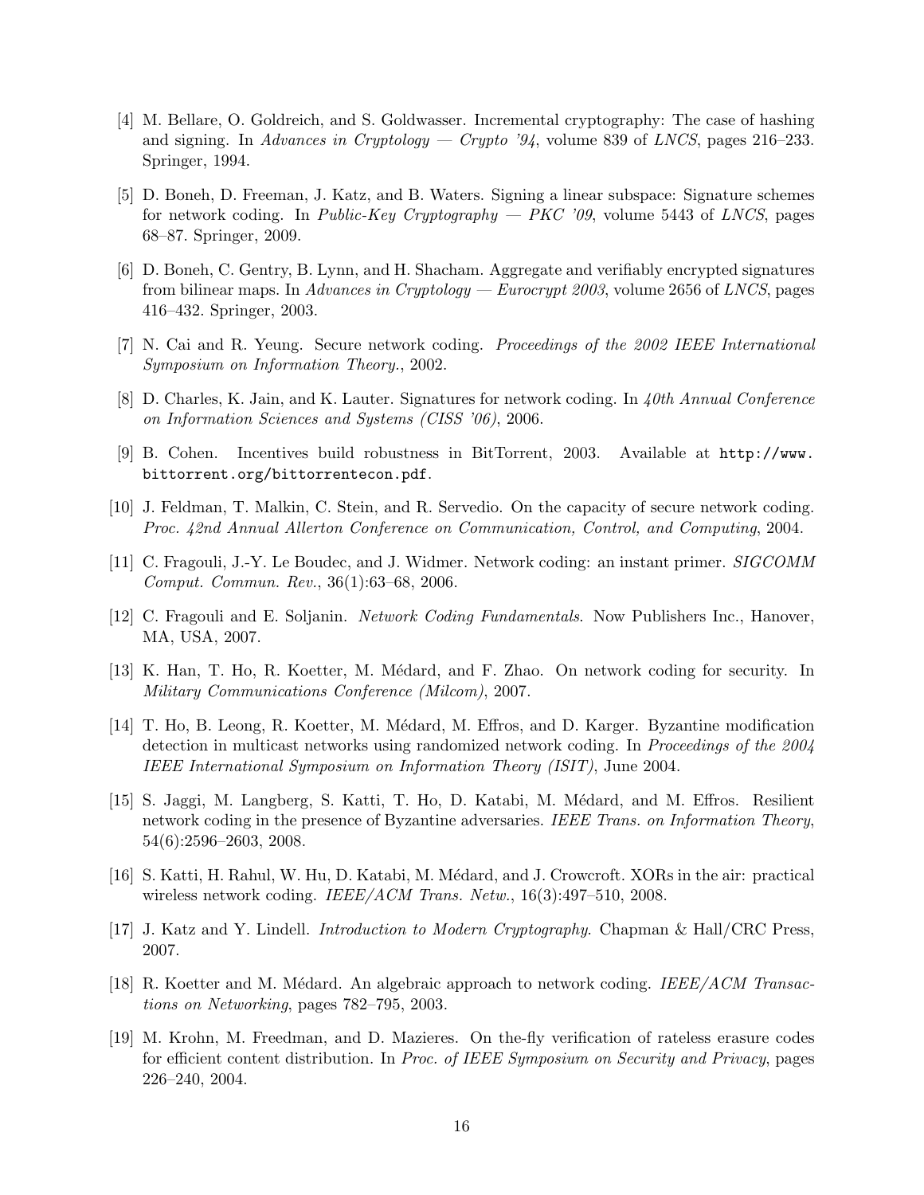[4] M. Bellare, O. Goldreich, and S. Goldwasser. Incremental cryptography: The case of hashing and signing. In *Advances in Cryptology — Crypto '94*, volume 839 of *LNCS*, pages 216–233. Springer, 1994.

[5] D. Boneh, D. Freeman, J. Katz, and B. Waters. Signing a linear subspace: Signature schemes for network coding. In *Public-Key Cryptography — PKC '09*, volume 5443 of *LNCS*, pages 68–87. Springer, 2009.

[6] D. Boneh, C. Gentry, B. Lynn, and H. Shacham. Aggregate and verifiably encrypted signatures from bilinear maps. In *Advances in Cryptology — Eurocrypt 2003*, volume 2656 of *LNCS*, pages 416–432. Springer, 2003.

[7] N. Cai and R. Yeung. Secure network coding. *Proceedings of the 2002 IEEE International Symposium on Information Theory.*, 2002.

[8] D. Charles, K. Jain, and K. Lauter. Signatures for network coding. In *40th Annual Conference on Information Sciences and Systems (CISS '06)*, 2006.

[9] B. Cohen. Incentives build robustness in BitTorrent, 2003. Available at `http://www.bittorrent.org/bittorrentecon.pdf`.

[10] J. Feldman, T. Malkin, C. Stein, and R. Servedio. On the capacity of secure network coding. *Proc. 42nd Annual Allerton Conference on Communication, Control, and Computing*, 2004.

[11] C. Fragouli, J.-Y. Le Boudec, and J. Widmer. Network coding: an instant primer. *SIGCOMM Comput. Commun. Rev.*, 36(1):63–68, 2006.

[12] C. Fragouli and E. Soljanin. *Network Coding Fundamentals*. Now Publishers Inc., Hanover, MA, USA, 2007.

[13] K. Han, T. Ho, R. Koetter, M. Médard, and F. Zhao. On network coding for security. In *Military Communications Conference (Milcom)*, 2007.

[14] T. Ho, B. Leong, R. Koetter, M. Médard, M. Effros, and D. Karger. Byzantine modification detection in multicast networks using randomized network coding. In *Proceedings of the 2004 IEEE International Symposium on Information Theory (ISIT)*, June 2004.

[15] S. Jaggi, M. Langberg, S. Katti, T. Ho, D. Katabi, M. Médard, and M. Effros. Resilient network coding in the presence of Byzantine adversaries. *IEEE Trans. on Information Theory*, 54(6):2596–2603, 2008.

[16] S. Katti, H. Rahul, W. Hu, D. Katabi, M. Médard, and J. Crowcroft. XORs in the air: practical wireless network coding. *IEEE/ACM Trans. Netw.*, 16(3):497–510, 2008.

[17] J. Katz and Y. Lindell. *Introduction to Modern Cryptography*. Chapman & Hall/CRC Press, 2007.

[18] R. Koetter and M. Médard. An algebraic approach to network coding. *IEEE/ACM Transactions on Networking*, pages 782–795, 2003.

[19] M. Krohn, M. Freedman, and D. Mazieres. On the-fly verification of rateless erasure codes for efficient content distribution. In *Proc. of IEEE Symposium on Security and Privacy*, pages 226–240, 2004.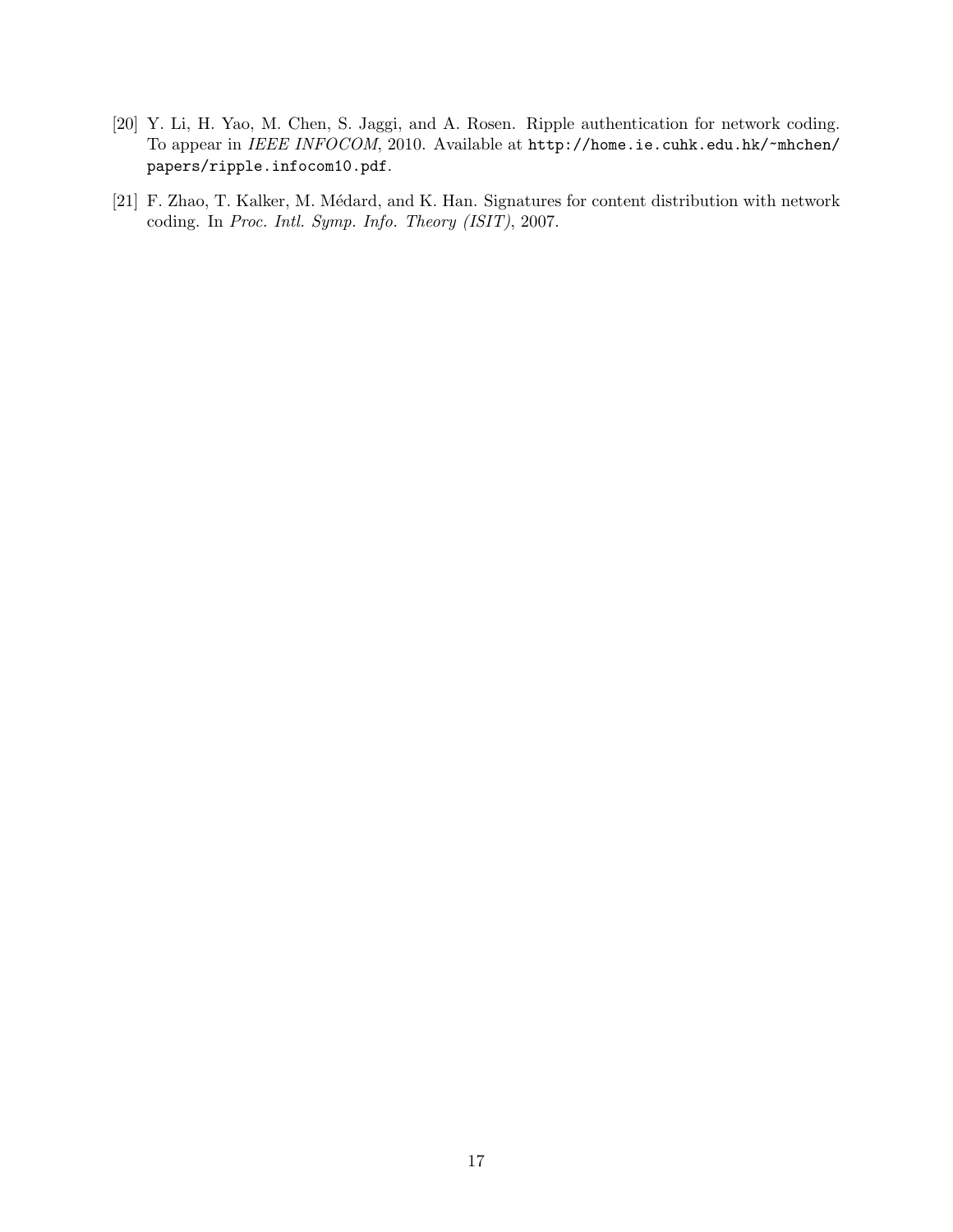[20] Y. Li, H. Yao, M. Chen, S. Jaggi, and A. Rosen. Ripple authentication for network coding. To appear in *IEEE INFOCOM*, 2010. Available at `http://home.ie.cuhk.edu.hk/~mhchen/papers/ripple.infocom10.pdf`.

[21] F. Zhao, T. Kalker, M. Médard, and K. Han. Signatures for content distribution with network coding. In *Proc. Intl. Symp. Info. Theory (ISIT)*, 2007.